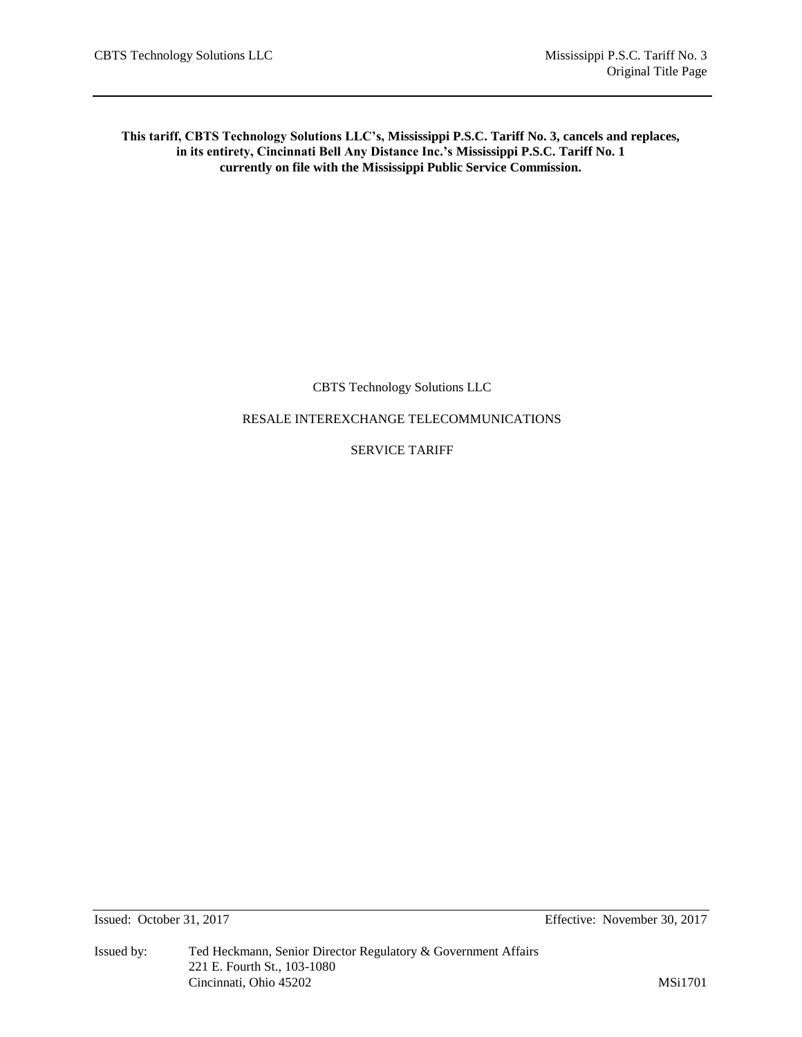**This tariff, CBTS Technology Solutions LLC's, Mississippi P.S.C. Tariff No. 3, cancels and replaces, in its entirety, Cincinnati Bell Any Distance Inc.'s Mississippi P.S.C. Tariff No. 1 currently on file with the Mississippi Public Service Commission.**

CBTS Technology Solutions LLC

RESALE INTEREXCHANGE TELECOMMUNICATIONS

SERVICE TARIFF

Issued: October 31, 2017

Effective: November 30, 2017

Issued by: Ted Heckmann, Senior Director Regulatory & Government Affairs
221 E. Fourth St., 103-1080
Cincinnati, Ohio 45202

MSi1701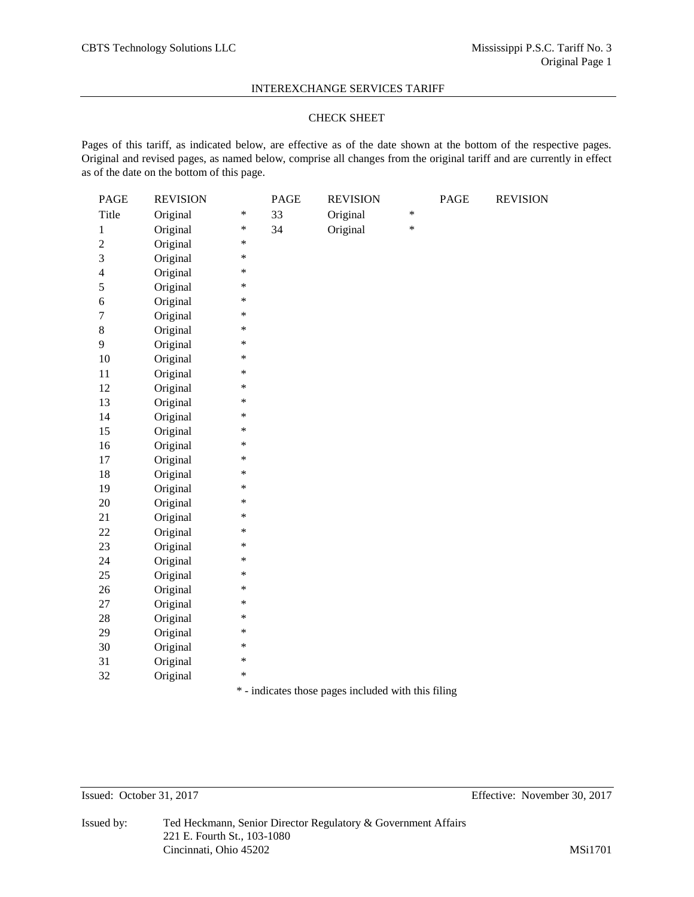INTEREXCHANGE SERVICES TARIFF

## CHECK SHEET

Pages of this tariff, as indicated below, are effective as of the date shown at the bottom of the respective pages. Original and revised pages, as named below, comprise all changes from the original tariff and are currently in effect as of the date on the bottom of this page.

| PAGE | REVISION | | PAGE | REVISION | | PAGE | REVISION |
|---|---|---|---|---|---|---|---|
| Title | Original | * | 33 | Original | * | | |
| 1 | Original | * | 34 | Original | * | | |
| 2 | Original | * | | | | | |
| 3 | Original | * | | | | | |
| 4 | Original | * | | | | | |
| 5 | Original | * | | | | | |
| 6 | Original | * | | | | | |
| 7 | Original | * | | | | | |
| 8 | Original | * | | | | | |
| 9 | Original | * | | | | | |
| 10 | Original | * | | | | | |
| 11 | Original | * | | | | | |
| 12 | Original | * | | | | | |
| 13 | Original | * | | | | | |
| 14 | Original | * | | | | | |
| 15 | Original | * | | | | | |
| 16 | Original | * | | | | | |
| 17 | Original | * | | | | | |
| 18 | Original | * | | | | | |
| 19 | Original | * | | | | | |
| 20 | Original | * | | | | | |
| 21 | Original | * | | | | | |
| 22 | Original | * | | | | | |
| 23 | Original | * | | | | | |
| 24 | Original | * | | | | | |
| 25 | Original | * | | | | | |
| 26 | Original | * | | | | | |
| 27 | Original | * | | | | | |
| 28 | Original | * | | | | | |
| 29 | Original | * | | | | | |
| 30 | Original | * | | | | | |
| 31 | Original | * | | | | | |
| 32 | Original | * | | | | | |

* - indicates those pages included with this filing

Issued: October 31, 2017 Effective: November 30, 2017

Issued by: Ted Heckmann, Senior Director Regulatory & Government Affairs
221 E. Fourth St., 103-1080
Cincinnati, Ohio 45202

MSi1701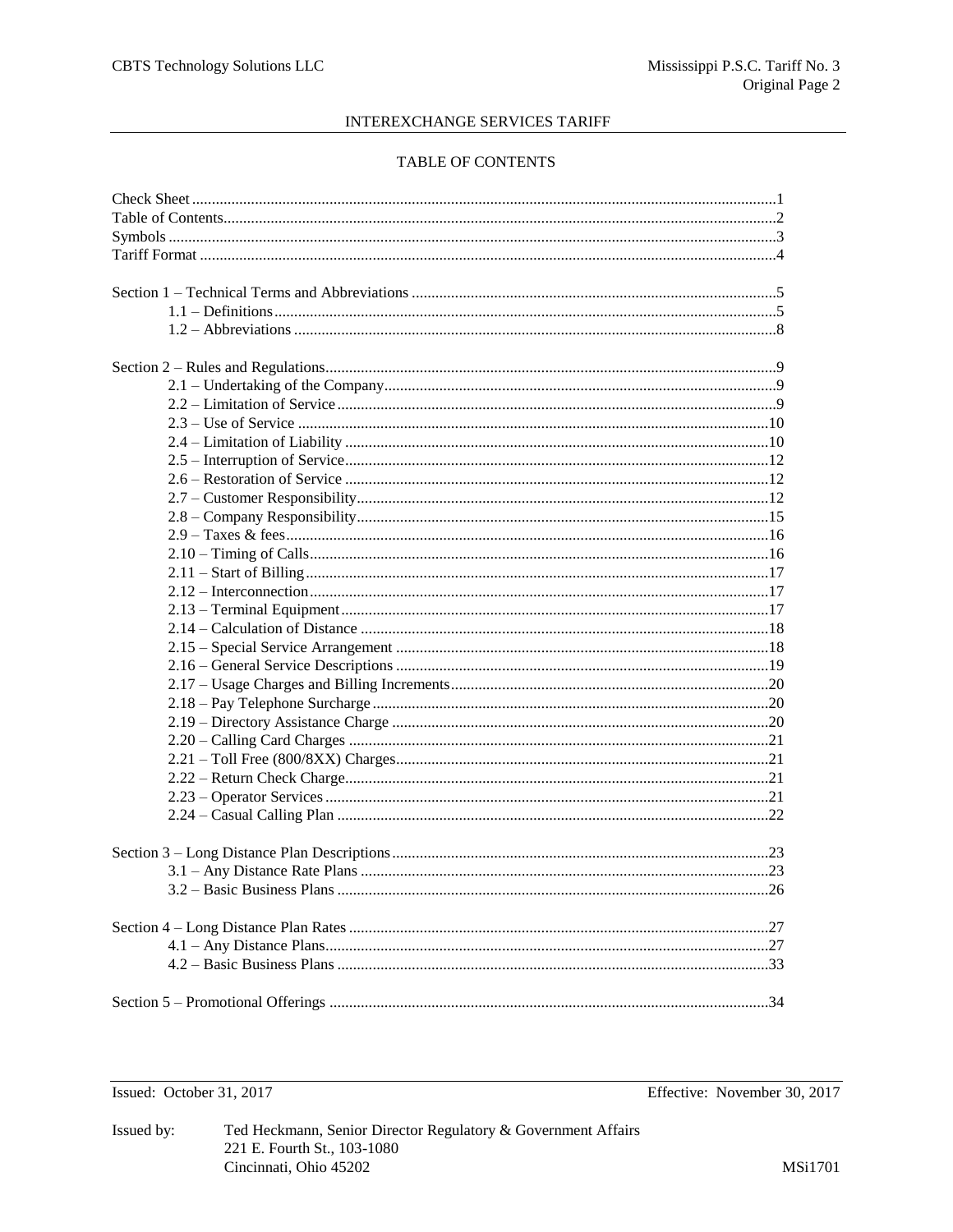## INTEREXCHANGE SERVICES TARIFF

## TABLE OF CONTENTS

| | |
|---|---|
| Check Sheet | 1 |
| Table of Contents | 2 |
| Symbols | 3 |
| Tariff Format | 4 |
| | |
| Section 1 – Technical Terms and Abbreviations | 5 |
| 1.1 – Definitions | 5 |
| 1.2 – Abbreviations | 8 |
| | |
| Section 2 – Rules and Regulations | 9 |
| 2.1 – Undertaking of the Company | 9 |
| 2.2 – Limitation of Service | 9 |
| 2.3 – Use of Service | 10 |
| 2.4 – Limitation of Liability | 10 |
| 2.5 – Interruption of Service | 12 |
| 2.6 – Restoration of Service | 12 |
| 2.7 – Customer Responsibility | 12 |
| 2.8 – Company Responsibility | 15 |
| 2.9 – Taxes & fees | 16 |
| 2.10 – Timing of Calls | 16 |
| 2.11 – Start of Billing | 17 |
| 2.12 – Interconnection | 17 |
| 2.13 – Terminal Equipment | 17 |
| 2.14 – Calculation of Distance | 18 |
| 2.15 – Special Service Arrangement | 18 |
| 2.16 – General Service Descriptions | 19 |
| 2.17 – Usage Charges and Billing Increments | 20 |
| 2.18 – Pay Telephone Surcharge | 20 |
| 2.19 – Directory Assistance Charge | 20 |
| 2.20 – Calling Card Charges | 21 |
| 2.21 – Toll Free (800/8XX) Charges | 21 |
| 2.22 – Return Check Charge | 21 |
| 2.23 – Operator Services | 21 |
| 2.24 – Casual Calling Plan | 22 |
| | |
| Section 3 – Long Distance Plan Descriptions | 23 |
| 3.1 – Any Distance Rate Plans | 23 |
| 3.2 – Basic Business Plans | 26 |
| | |
| Section 4 – Long Distance Plan Rates | 27 |
| 4.1 – Any Distance Plans | 27 |
| 4.2 – Basic Business Plans | 33 |
| | |
| Section 5 – Promotional Offerings | 34 |

Issued: October 31, 2017

Effective: November 30, 2017

Issued by: Ted Heckmann, Senior Director Regulatory & Government Affairs
221 E. Fourth St., 103-1080
Cincinnati, Ohio 45202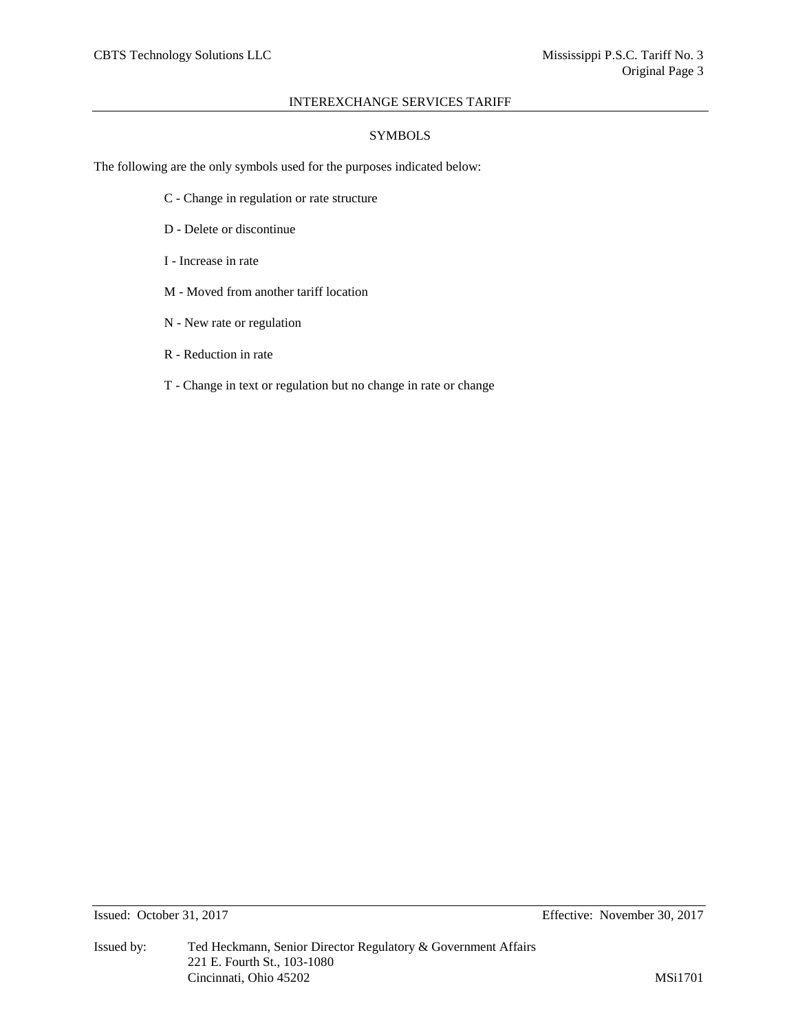## SYMBOLS

The following are the only symbols used for the purposes indicated below:

- C - Change in regulation or rate structure
- D - Delete or discontinue
- I - Increase in rate
- M - Moved from another tariff location
- N - New rate or regulation
- R - Reduction in rate
- T - Change in text or regulation but no change in rate or change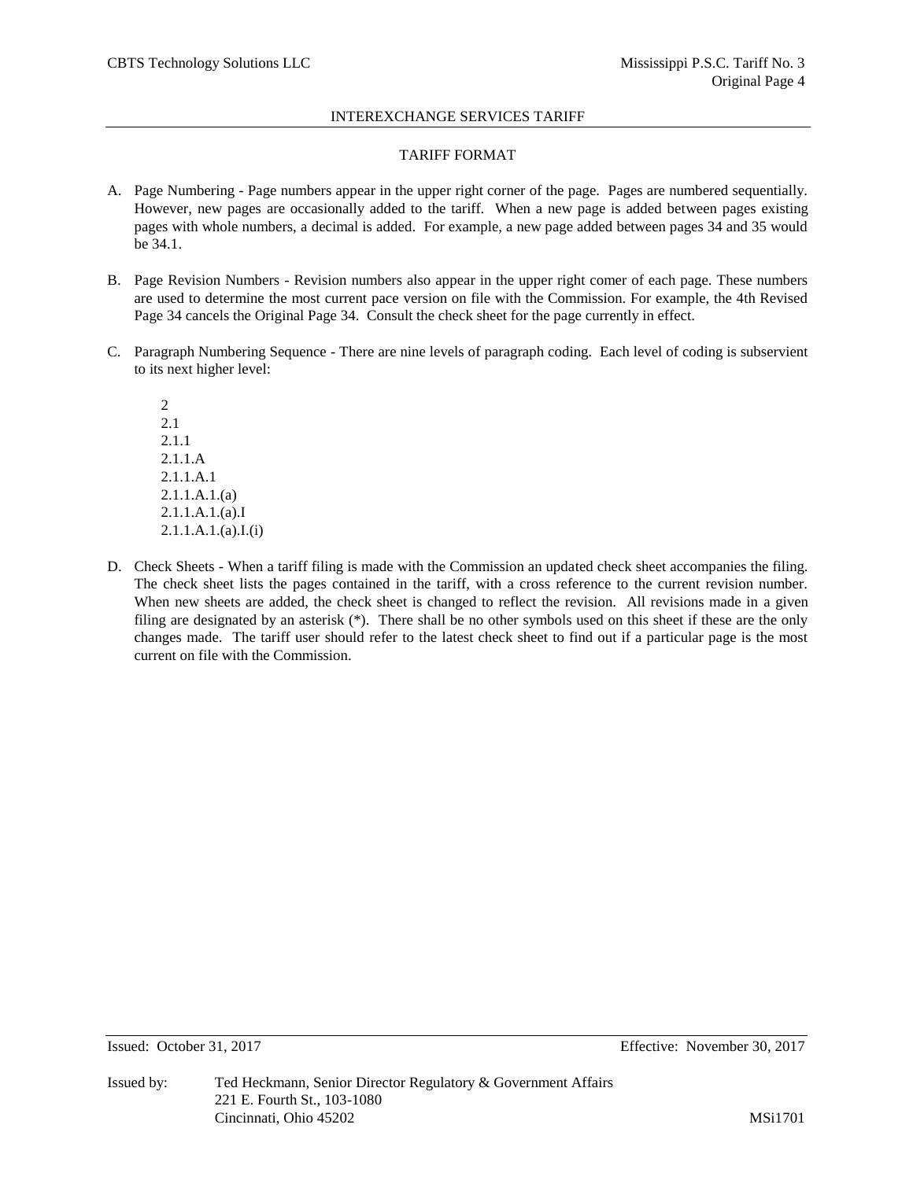## TARIFF FORMAT

A. Page Numbering - Page numbers appear in the upper right corner of the page. Pages are numbered sequentially. However, new pages are occasionally added to the tariff. When a new page is added between pages existing pages with whole numbers, a decimal is added. For example, a new page added between pages 34 and 35 would be 34.1.

B. Page Revision Numbers - Revision numbers also appear in the upper right comer of each page. These numbers are used to determine the most current pace version on file with the Commission. For example, the 4th Revised Page 34 cancels the Original Page 34. Consult the check sheet for the page currently in effect.

C. Paragraph Numbering Sequence - There are nine levels of paragraph coding. Each level of coding is subservient to its next higher level:

   2
   2.1
   2.1.1
   2.1.1.A
   2.1.1.A.1
   2.1.1.A.1.(a)
   2.1.1.A.1.(a).I
   2.1.1.A.1.(a).I.(i)

D. Check Sheets - When a tariff filing is made with the Commission an updated check sheet accompanies the filing. The check sheet lists the pages contained in the tariff, with a cross reference to the current revision number. When new sheets are added, the check sheet is changed to reflect the revision. All revisions made in a given filing are designated by an asterisk (*). There shall be no other symbols used on this sheet if these are the only changes made. The tariff user should refer to the latest check sheet to find out if a particular page is the most current on file with the Commission.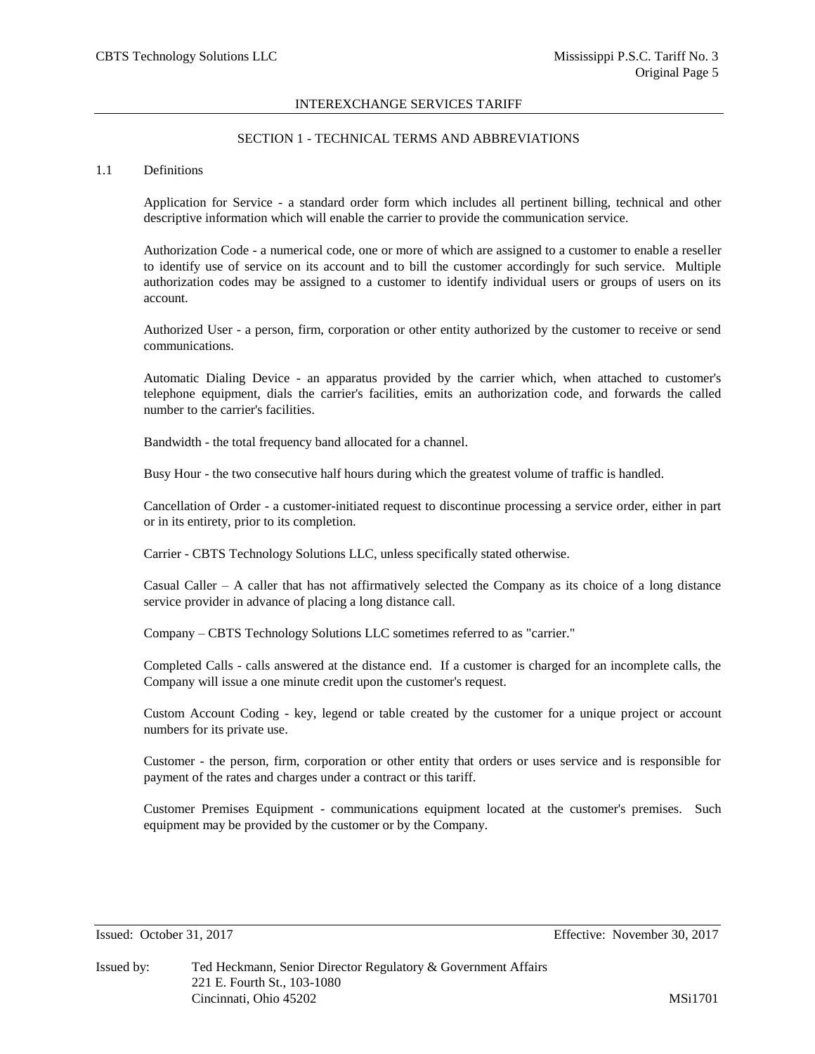## SECTION 1 - TECHNICAL TERMS AND ABBREVIATIONS

### 1.1 Definitions

Application for Service - a standard order form which includes all pertinent billing, technical and other descriptive information which will enable the carrier to provide the communication service.

Authorization Code - a numerical code, one or more of which are assigned to a customer to enable a reseller to identify use of service on its account and to bill the customer accordingly for such service. Multiple authorization codes may be assigned to a customer to identify individual users or groups of users on its account.

Authorized User - a person, firm, corporation or other entity authorized by the customer to receive or send communications.

Automatic Dialing Device - an apparatus provided by the carrier which, when attached to customer's telephone equipment, dials the carrier's facilities, emits an authorization code, and forwards the called number to the carrier's facilities.

Bandwidth - the total frequency band allocated for a channel.

Busy Hour - the two consecutive half hours during which the greatest volume of traffic is handled.

Cancellation of Order - a customer-initiated request to discontinue processing a service order, either in part or in its entirety, prior to its completion.

Carrier - CBTS Technology Solutions LLC, unless specifically stated otherwise.

Casual Caller – A caller that has not affirmatively selected the Company as its choice of a long distance service provider in advance of placing a long distance call.

Company – CBTS Technology Solutions LLC sometimes referred to as "carrier."

Completed Calls - calls answered at the distance end. If a customer is charged for an incomplete calls, the Company will issue a one minute credit upon the customer's request.

Custom Account Coding - key, legend or table created by the customer for a unique project or account numbers for its private use.

Customer - the person, firm, corporation or other entity that orders or uses service and is responsible for payment of the rates and charges under a contract or this tariff.

Customer Premises Equipment - communications equipment located at the customer's premises. Such equipment may be provided by the customer or by the Company.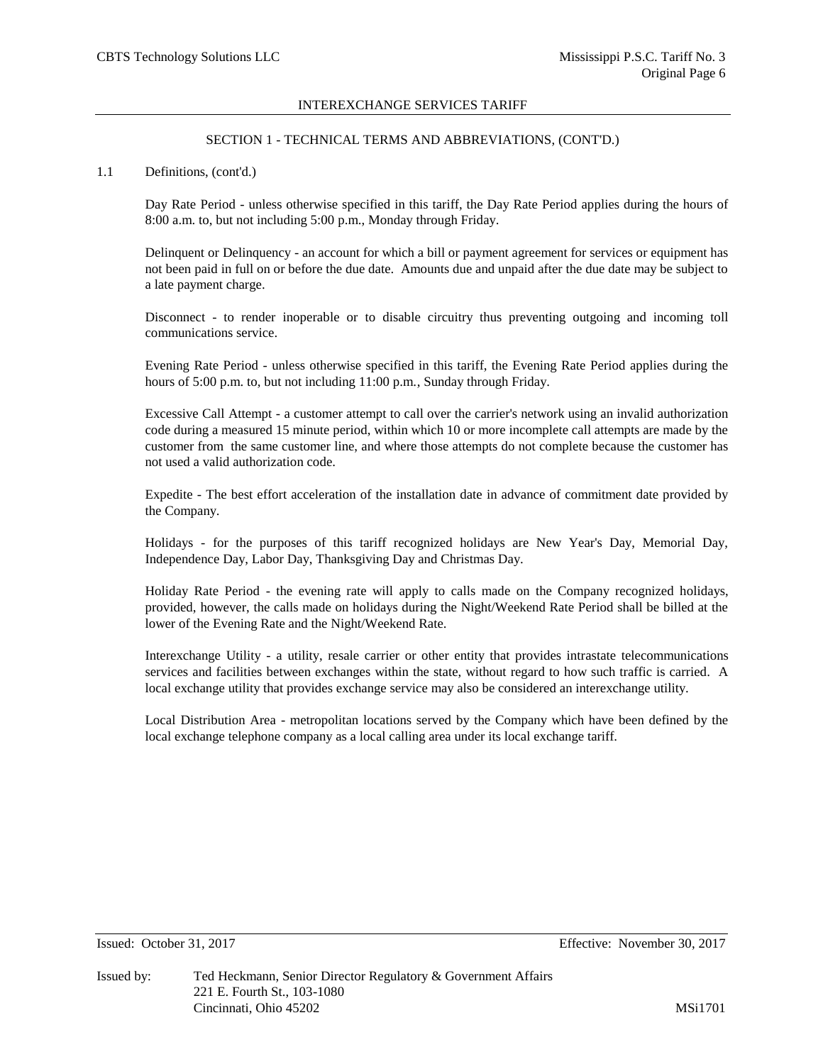## SECTION 1 - TECHNICAL TERMS AND ABBREVIATIONS, (CONT'D.)

1.1 Definitions, (cont'd.)

Day Rate Period - unless otherwise specified in this tariff, the Day Rate Period applies during the hours of 8:00 a.m. to, but not including 5:00 p.m., Monday through Friday.

Delinquent or Delinquency - an account for which a bill or payment agreement for services or equipment has not been paid in full on or before the due date. Amounts due and unpaid after the due date may be subject to a late payment charge.

Disconnect - to render inoperable or to disable circuitry thus preventing outgoing and incoming toll communications service.

Evening Rate Period - unless otherwise specified in this tariff, the Evening Rate Period applies during the hours of 5:00 p.m. to, but not including 11:00 p.m., Sunday through Friday.

Excessive Call Attempt - a customer attempt to call over the carrier's network using an invalid authorization code during a measured 15 minute period, within which 10 or more incomplete call attempts are made by the customer from the same customer line, and where those attempts do not complete because the customer has not used a valid authorization code.

Expedite - The best effort acceleration of the installation date in advance of commitment date provided by the Company.

Holidays - for the purposes of this tariff recognized holidays are New Year's Day, Memorial Day, Independence Day, Labor Day, Thanksgiving Day and Christmas Day.

Holiday Rate Period - the evening rate will apply to calls made on the Company recognized holidays, provided, however, the calls made on holidays during the Night/Weekend Rate Period shall be billed at the lower of the Evening Rate and the Night/Weekend Rate.

Interexchange Utility - a utility, resale carrier or other entity that provides intrastate telecommunications services and facilities between exchanges within the state, without regard to how such traffic is carried. A local exchange utility that provides exchange service may also be considered an interexchange utility.

Local Distribution Area - metropolitan locations served by the Company which have been defined by the local exchange telephone company as a local calling area under its local exchange tariff.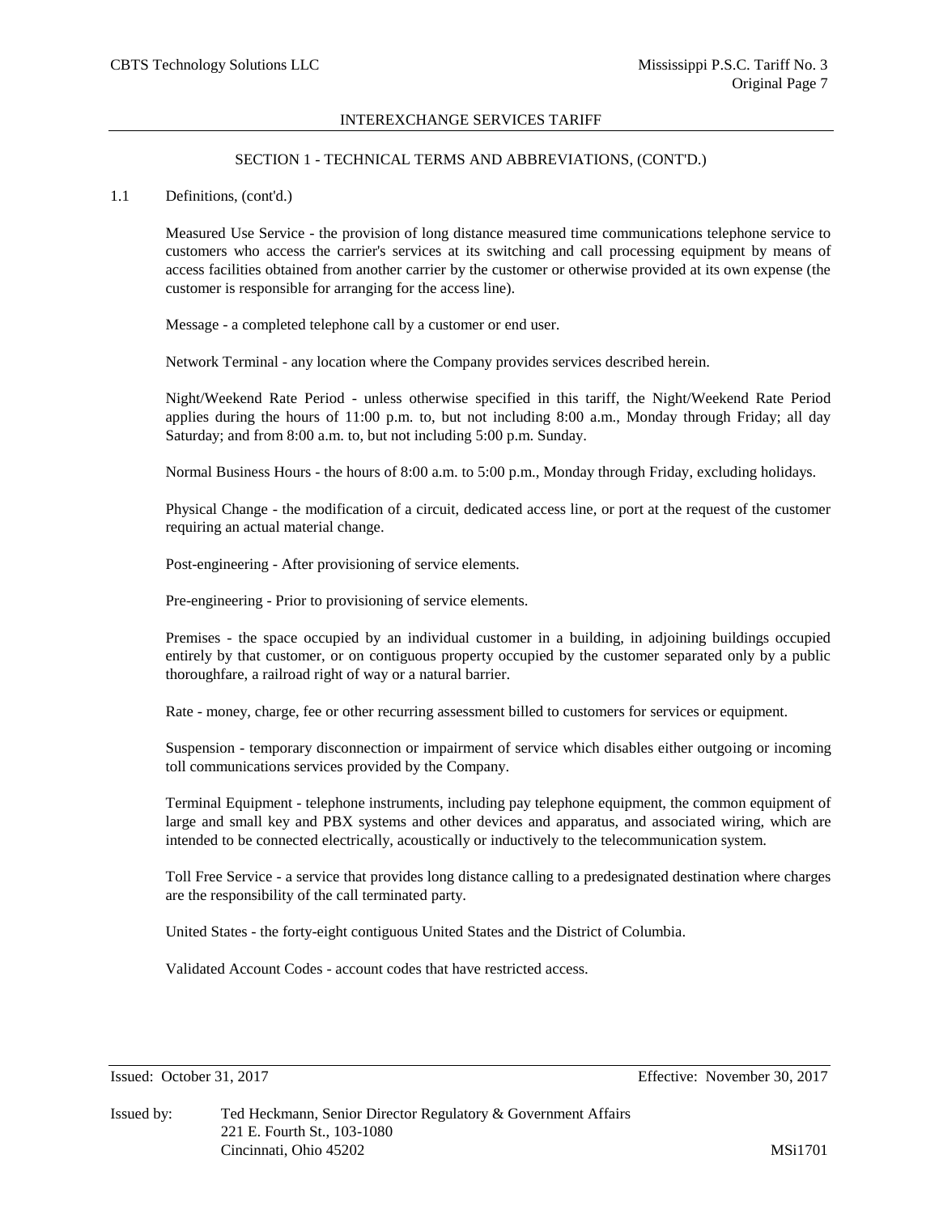## SECTION 1 - TECHNICAL TERMS AND ABBREVIATIONS, (CONT'D.)

1.1 Definitions, (cont'd.)

Measured Use Service - the provision of long distance measured time communications telephone service to customers who access the carrier's services at its switching and call processing equipment by means of access facilities obtained from another carrier by the customer or otherwise provided at its own expense (the customer is responsible for arranging for the access line).

Message - a completed telephone call by a customer or end user.

Network Terminal - any location where the Company provides services described herein.

Night/Weekend Rate Period - unless otherwise specified in this tariff, the Night/Weekend Rate Period applies during the hours of 11:00 p.m. to, but not including 8:00 a.m., Monday through Friday; all day Saturday; and from 8:00 a.m. to, but not including 5:00 p.m. Sunday.

Normal Business Hours - the hours of 8:00 a.m. to 5:00 p.m., Monday through Friday, excluding holidays.

Physical Change - the modification of a circuit, dedicated access line, or port at the request of the customer requiring an actual material change.

Post-engineering - After provisioning of service elements.

Pre-engineering - Prior to provisioning of service elements.

Premises - the space occupied by an individual customer in a building, in adjoining buildings occupied entirely by that customer, or on contiguous property occupied by the customer separated only by a public thoroughfare, a railroad right of way or a natural barrier.

Rate - money, charge, fee or other recurring assessment billed to customers for services or equipment.

Suspension - temporary disconnection or impairment of service which disables either outgoing or incoming toll communications services provided by the Company.

Terminal Equipment - telephone instruments, including pay telephone equipment, the common equipment of large and small key and PBX systems and other devices and apparatus, and associated wiring, which are intended to be connected electrically, acoustically or inductively to the telecommunication system.

Toll Free Service - a service that provides long distance calling to a predesignated destination where charges are the responsibility of the call terminated party.

United States - the forty-eight contiguous United States and the District of Columbia.

Validated Account Codes - account codes that have restricted access.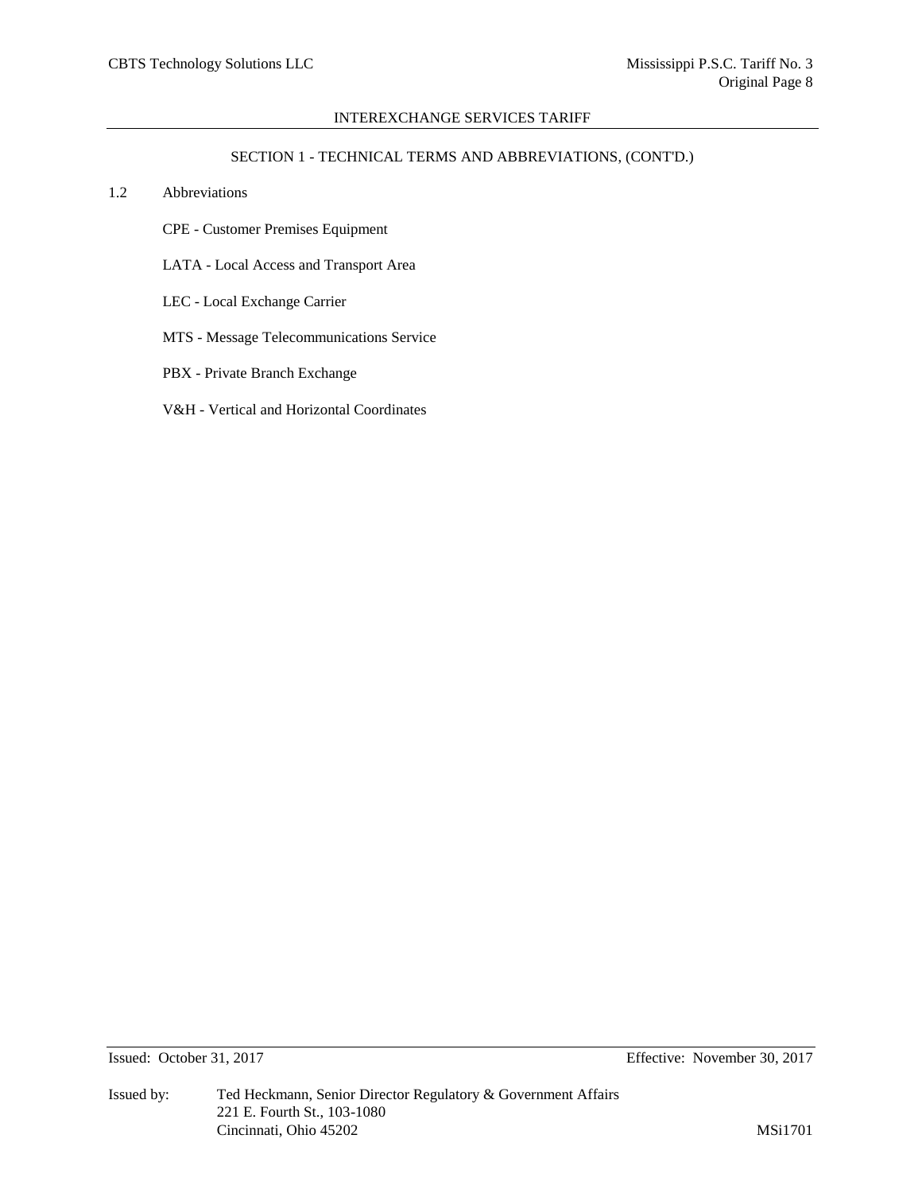## SECTION 1 - TECHNICAL TERMS AND ABBREVIATIONS, (CONT'D.)

### 1.2 Abbreviations

CPE - Customer Premises Equipment

LATA - Local Access and Transport Area

LEC - Local Exchange Carrier

MTS - Message Telecommunications Service

PBX - Private Branch Exchange

V&H - Vertical and Horizontal Coordinates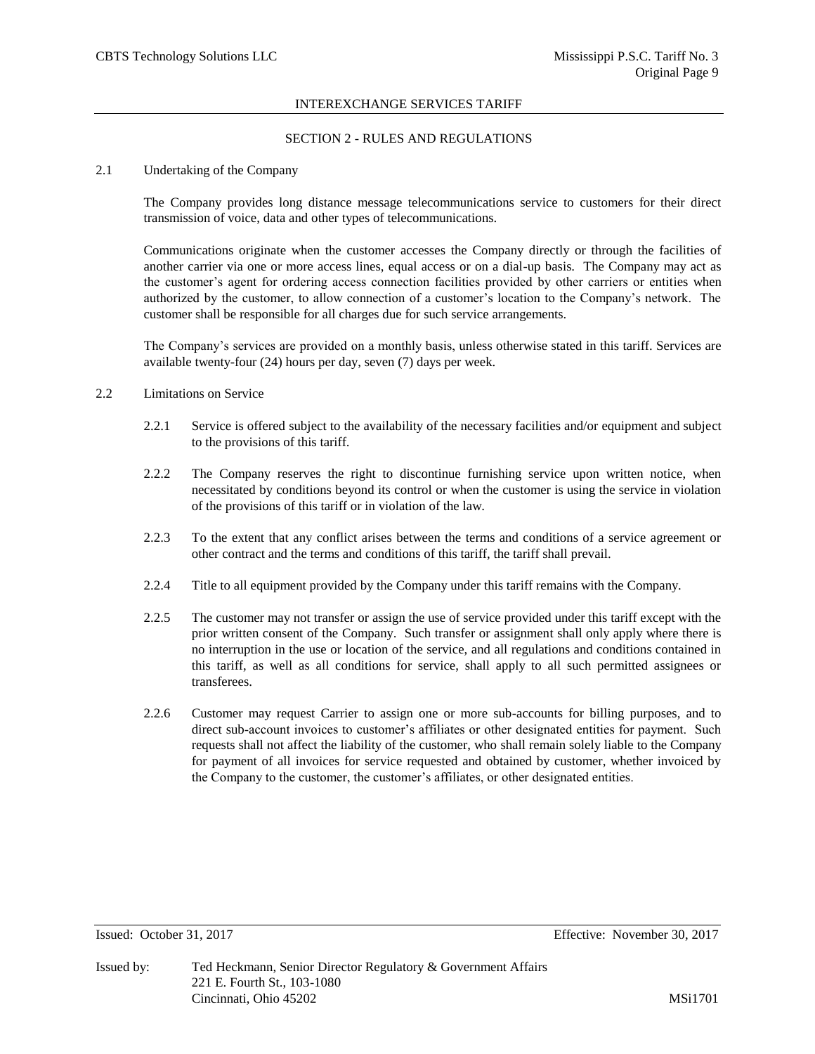## SECTION 2 - RULES AND REGULATIONS

### 2.1 Undertaking of the Company

The Company provides long distance message telecommunications service to customers for their direct transmission of voice, data and other types of telecommunications.

Communications originate when the customer accesses the Company directly or through the facilities of another carrier via one or more access lines, equal access or on a dial-up basis. The Company may act as the customer's agent for ordering access connection facilities provided by other carriers or entities when authorized by the customer, to allow connection of a customer's location to the Company's network. The customer shall be responsible for all charges due for such service arrangements.

The Company's services are provided on a monthly basis, unless otherwise stated in this tariff. Services are available twenty-four (24) hours per day, seven (7) days per week.

### 2.2 Limitations on Service

2.2.1 Service is offered subject to the availability of the necessary facilities and/or equipment and subject to the provisions of this tariff.

2.2.2 The Company reserves the right to discontinue furnishing service upon written notice, when necessitated by conditions beyond its control or when the customer is using the service in violation of the provisions of this tariff or in violation of the law.

2.2.3 To the extent that any conflict arises between the terms and conditions of a service agreement or other contract and the terms and conditions of this tariff, the tariff shall prevail.

2.2.4 Title to all equipment provided by the Company under this tariff remains with the Company.

2.2.5 The customer may not transfer or assign the use of service provided under this tariff except with the prior written consent of the Company. Such transfer or assignment shall only apply where there is no interruption in the use or location of the service, and all regulations and conditions contained in this tariff, as well as all conditions for service, shall apply to all such permitted assignees or transferees.

2.2.6 Customer may request Carrier to assign one or more sub-accounts for billing purposes, and to direct sub-account invoices to customer's affiliates or other designated entities for payment. Such requests shall not affect the liability of the customer, who shall remain solely liable to the Company for payment of all invoices for service requested and obtained by customer, whether invoiced by the Company to the customer, the customer's affiliates, or other designated entities.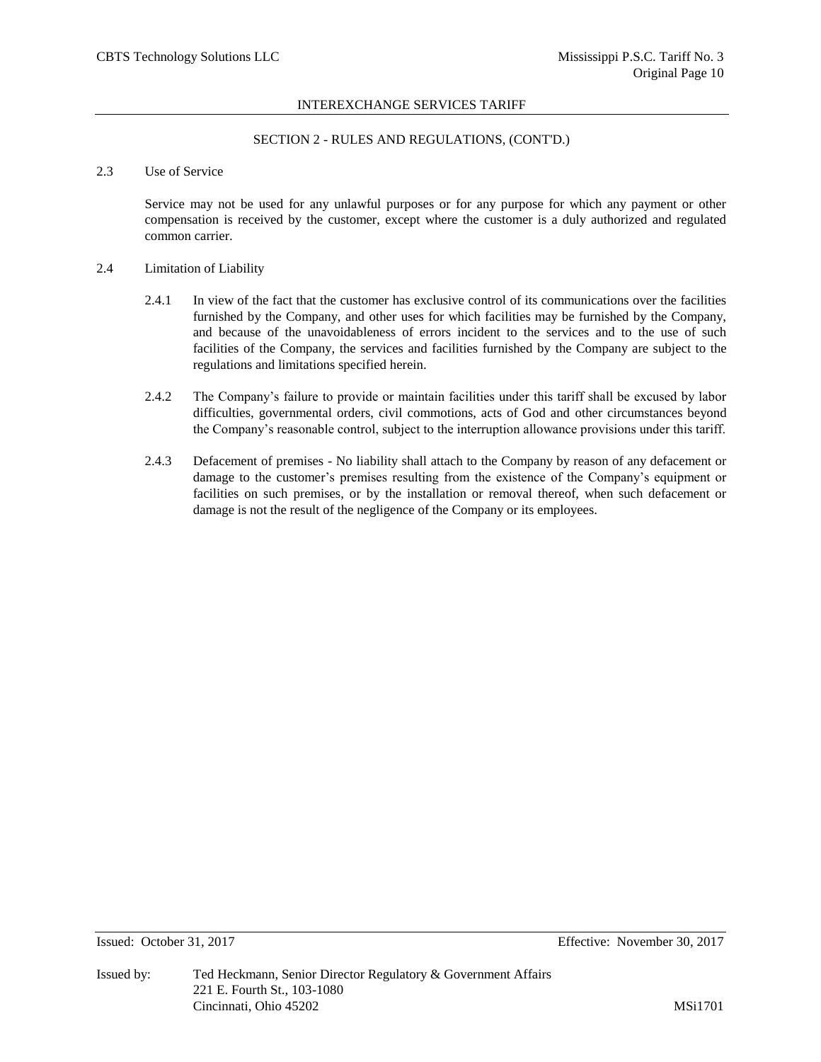## SECTION 2 - RULES AND REGULATIONS, (CONT'D.)

### 2.3 Use of Service

Service may not be used for any unlawful purposes or for any purpose for which any payment or other compensation is received by the customer, except where the customer is a duly authorized and regulated common carrier.

### 2.4 Limitation of Liability

2.4.1 In view of the fact that the customer has exclusive control of its communications over the facilities furnished by the Company, and other uses for which facilities may be furnished by the Company, and because of the unavoidableness of errors incident to the services and to the use of such facilities of the Company, the services and facilities furnished by the Company are subject to the regulations and limitations specified herein.

2.4.2 The Company's failure to provide or maintain facilities under this tariff shall be excused by labor difficulties, governmental orders, civil commotions, acts of God and other circumstances beyond the Company's reasonable control, subject to the interruption allowance provisions under this tariff.

2.4.3 Defacement of premises - No liability shall attach to the Company by reason of any defacement or damage to the customer's premises resulting from the existence of the Company's equipment or facilities on such premises, or by the installation or removal thereof, when such defacement or damage is not the result of the negligence of the Company or its employees.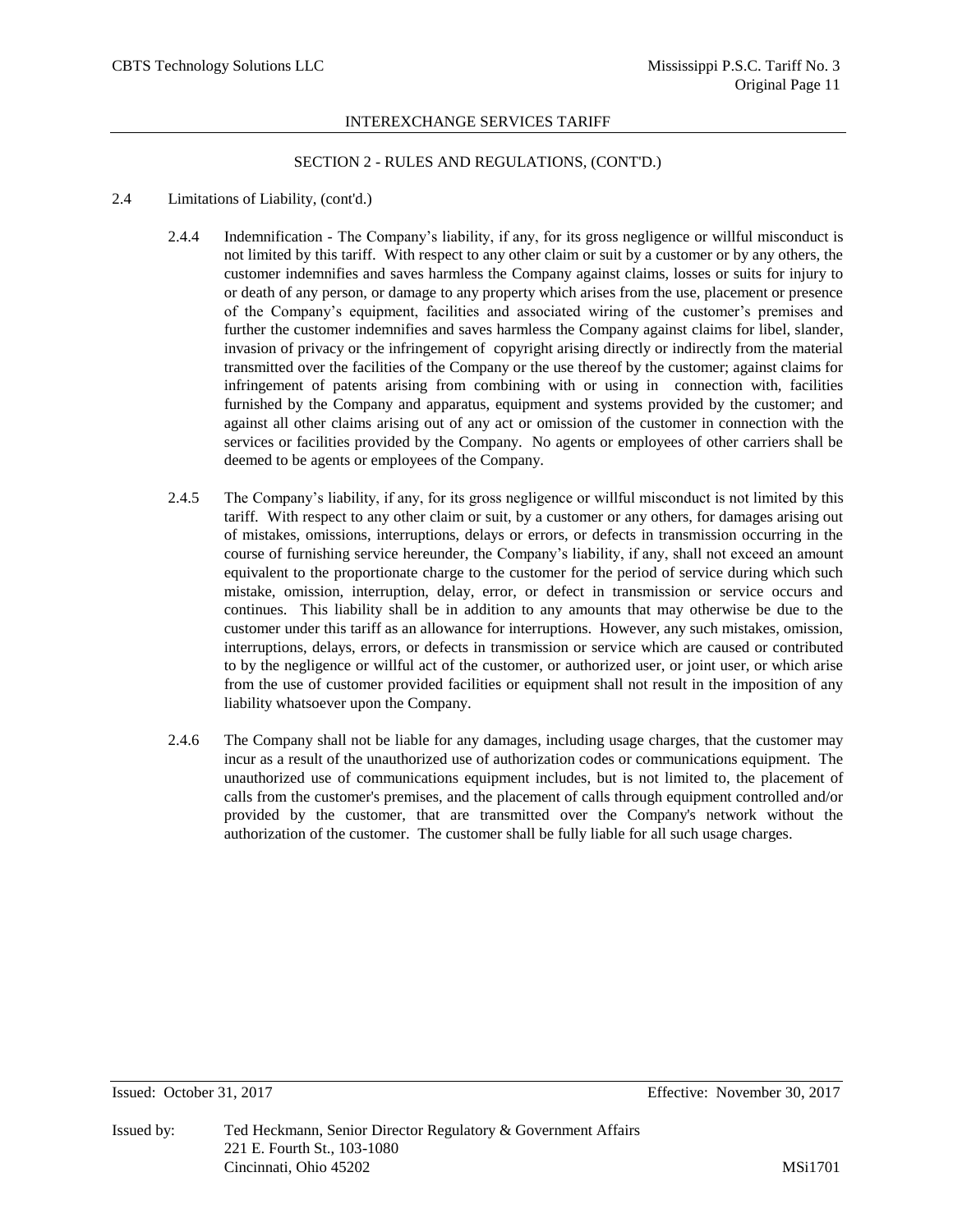INTEREXCHANGE SERVICES TARIFF

SECTION 2 - RULES AND REGULATIONS, (CONT'D.)

2.4 Limitations of Liability, (cont'd.)

2.4.4 Indemnification - The Company's liability, if any, for its gross negligence or willful misconduct is not limited by this tariff. With respect to any other claim or suit by a customer or by any others, the customer indemnifies and saves harmless the Company against claims, losses or suits for injury to or death of any person, or damage to any property which arises from the use, placement or presence of the Company's equipment, facilities and associated wiring of the customer's premises and further the customer indemnifies and saves harmless the Company against claims for libel, slander, invasion of privacy or the infringement of copyright arising directly or indirectly from the material transmitted over the facilities of the Company or the use thereof by the customer; against claims for infringement of patents arising from combining with or using in connection with, facilities furnished by the Company and apparatus, equipment and systems provided by the customer; and against all other claims arising out of any act or omission of the customer in connection with the services or facilities provided by the Company. No agents or employees of other carriers shall be deemed to be agents or employees of the Company.

2.4.5 The Company's liability, if any, for its gross negligence or willful misconduct is not limited by this tariff. With respect to any other claim or suit, by a customer or any others, for damages arising out of mistakes, omissions, interruptions, delays or errors, or defects in transmission occurring in the course of furnishing service hereunder, the Company's liability, if any, shall not exceed an amount equivalent to the proportionate charge to the customer for the period of service during which such mistake, omission, interruption, delay, error, or defect in transmission or service occurs and continues. This liability shall be in addition to any amounts that may otherwise be due to the customer under this tariff as an allowance for interruptions. However, any such mistakes, omission, interruptions, delays, errors, or defects in transmission or service which are caused or contributed to by the negligence or willful act of the customer, or authorized user, or joint user, or which arise from the use of customer provided facilities or equipment shall not result in the imposition of any liability whatsoever upon the Company.

2.4.6 The Company shall not be liable for any damages, including usage charges, that the customer may incur as a result of the unauthorized use of authorization codes or communications equipment. The unauthorized use of communications equipment includes, but is not limited to, the placement of calls from the customer's premises, and the placement of calls through equipment controlled and/or provided by the customer, that are transmitted over the Company's network without the authorization of the customer. The customer shall be fully liable for all such usage charges.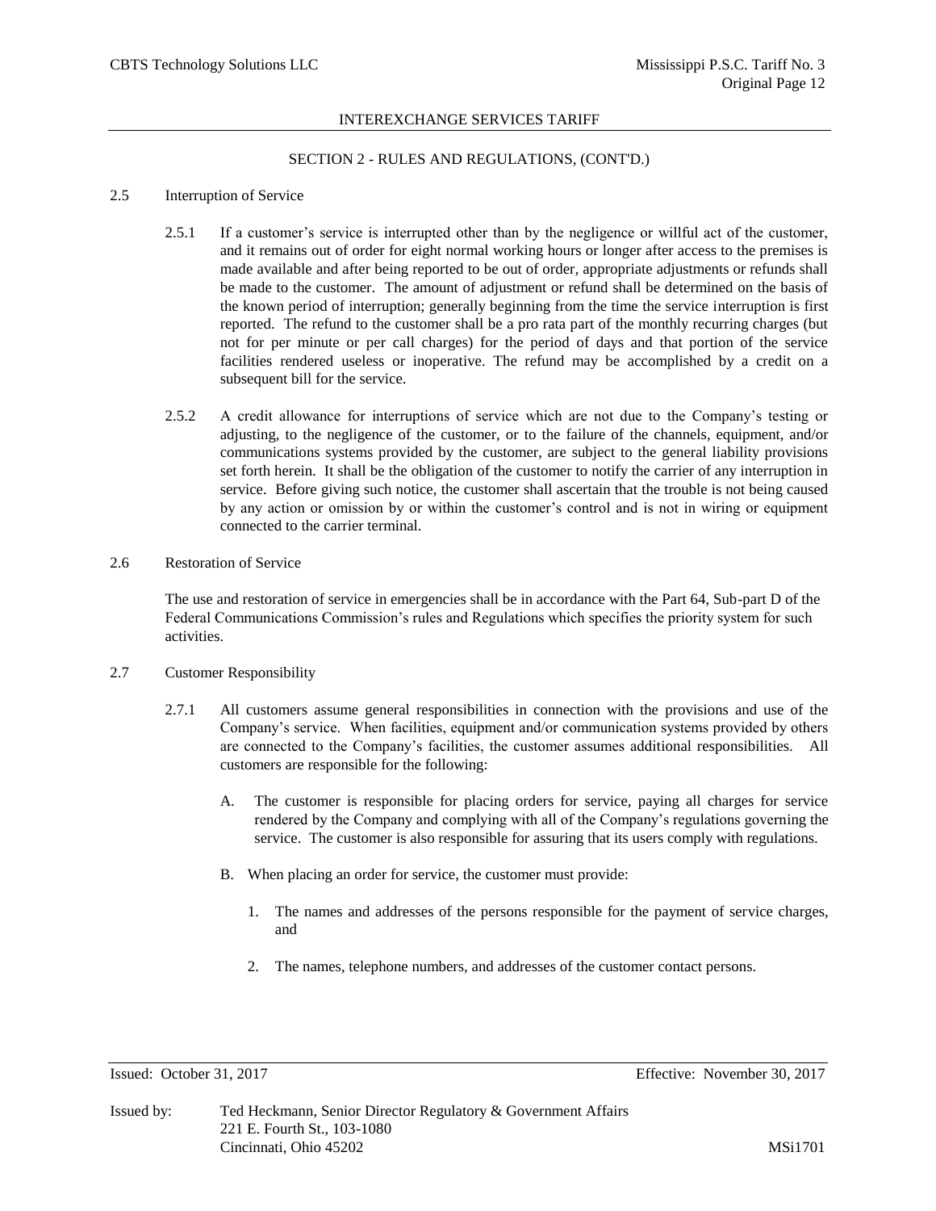INTEREXCHANGE SERVICES TARIFF

SECTION 2 - RULES AND REGULATIONS, (CONT'D.)

2.5 Interruption of Service

2.5.1 If a customer's service is interrupted other than by the negligence or willful act of the customer, and it remains out of order for eight normal working hours or longer after access to the premises is made available and after being reported to be out of order, appropriate adjustments or refunds shall be made to the customer. The amount of adjustment or refund shall be determined on the basis of the known period of interruption; generally beginning from the time the service interruption is first reported. The refund to the customer shall be a pro rata part of the monthly recurring charges (but not for per minute or per call charges) for the period of days and that portion of the service facilities rendered useless or inoperative. The refund may be accomplished by a credit on a subsequent bill for the service.

2.5.2 A credit allowance for interruptions of service which are not due to the Company's testing or adjusting, to the negligence of the customer, or to the failure of the channels, equipment, and/or communications systems provided by the customer, are subject to the general liability provisions set forth herein. It shall be the obligation of the customer to notify the carrier of any interruption in service. Before giving such notice, the customer shall ascertain that the trouble is not being caused by any action or omission by or within the customer's control and is not in wiring or equipment connected to the carrier terminal.

2.6 Restoration of Service

The use and restoration of service in emergencies shall be in accordance with the Part 64, Sub-part D of the Federal Communications Commission's rules and Regulations which specifies the priority system for such activities.

2.7 Customer Responsibility

2.7.1 All customers assume general responsibilities in connection with the provisions and use of the Company's service. When facilities, equipment and/or communication systems provided by others are connected to the Company's facilities, the customer assumes additional responsibilities. All customers are responsible for the following:

A. The customer is responsible for placing orders for service, paying all charges for service rendered by the Company and complying with all of the Company's regulations governing the service. The customer is also responsible for assuring that its users comply with regulations.

B. When placing an order for service, the customer must provide:

1. The names and addresses of the persons responsible for the payment of service charges, and

2. The names, telephone numbers, and addresses of the customer contact persons.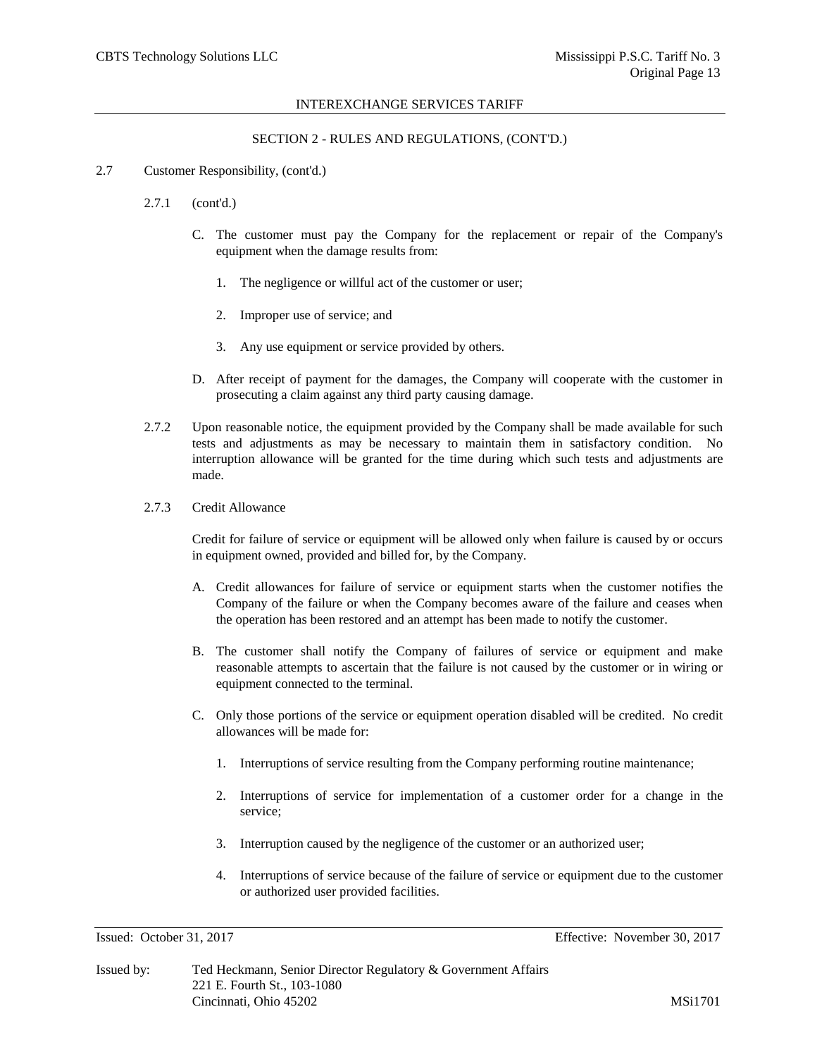## SECTION 2 - RULES AND REGULATIONS, (CONT'D.)

2.7 Customer Responsibility, (cont'd.)

2.7.1 (cont'd.)

C. The customer must pay the Company for the replacement or repair of the Company's equipment when the damage results from:

1. The negligence or willful act of the customer or user;

2. Improper use of service; and

3. Any use equipment or service provided by others.

D. After receipt of payment for the damages, the Company will cooperate with the customer in prosecuting a claim against any third party causing damage.

2.7.2 Upon reasonable notice, the equipment provided by the Company shall be made available for such tests and adjustments as may be necessary to maintain them in satisfactory condition. No interruption allowance will be granted for the time during which such tests and adjustments are made.

2.7.3 Credit Allowance

Credit for failure of service or equipment will be allowed only when failure is caused by or occurs in equipment owned, provided and billed for, by the Company.

A. Credit allowances for failure of service or equipment starts when the customer notifies the Company of the failure or when the Company becomes aware of the failure and ceases when the operation has been restored and an attempt has been made to notify the customer.

B. The customer shall notify the Company of failures of service or equipment and make reasonable attempts to ascertain that the failure is not caused by the customer or in wiring or equipment connected to the terminal.

C. Only those portions of the service or equipment operation disabled will be credited. No credit allowances will be made for:

1. Interruptions of service resulting from the Company performing routine maintenance;

2. Interruptions of service for implementation of a customer order for a change in the service;

3. Interruption caused by the negligence of the customer or an authorized user;

4. Interruptions of service because of the failure of service or equipment due to the customer or authorized user provided facilities.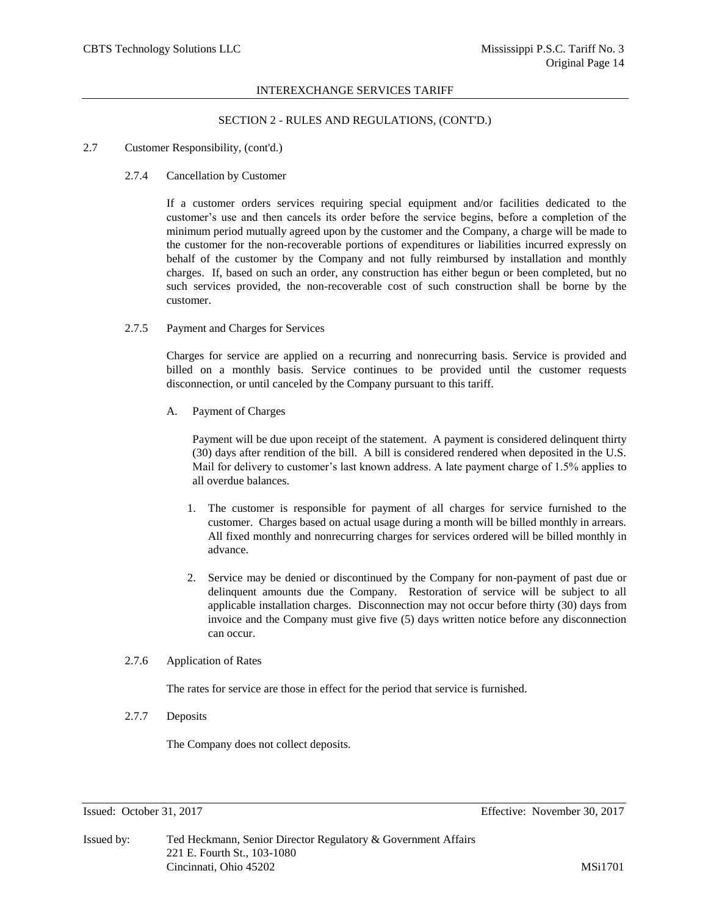SECTION 2 - RULES AND REGULATIONS, (CONT'D.)

2.7 Customer Responsibility, (cont'd.)

2.7.4 Cancellation by Customer

If a customer orders services requiring special equipment and/or facilities dedicated to the customer's use and then cancels its order before the service begins, before a completion of the minimum period mutually agreed upon by the customer and the Company, a charge will be made to the customer for the non-recoverable portions of expenditures or liabilities incurred expressly on behalf of the customer by the Company and not fully reimbursed by installation and monthly charges. If, based on such an order, any construction has either begun or been completed, but no such services provided, the non-recoverable cost of such construction shall be borne by the customer.

2.7.5 Payment and Charges for Services

Charges for service are applied on a recurring and nonrecurring basis. Service is provided and billed on a monthly basis. Service continues to be provided until the customer requests disconnection, or until canceled by the Company pursuant to this tariff.

A. Payment of Charges

Payment will be due upon receipt of the statement. A payment is considered delinquent thirty (30) days after rendition of the bill. A bill is considered rendered when deposited in the U.S. Mail for delivery to customer's last known address. A late payment charge of 1.5% applies to all overdue balances.

1. The customer is responsible for payment of all charges for service furnished to the customer. Charges based on actual usage during a month will be billed monthly in arrears. All fixed monthly and nonrecurring charges for services ordered will be billed monthly in advance.

2. Service may be denied or discontinued by the Company for non-payment of past due or delinquent amounts due the Company. Restoration of service will be subject to all applicable installation charges. Disconnection may not occur before thirty (30) days from invoice and the Company must give five (5) days written notice before any disconnection can occur.

2.7.6 Application of Rates

The rates for service are those in effect for the period that service is furnished.

2.7.7 Deposits

The Company does not collect deposits.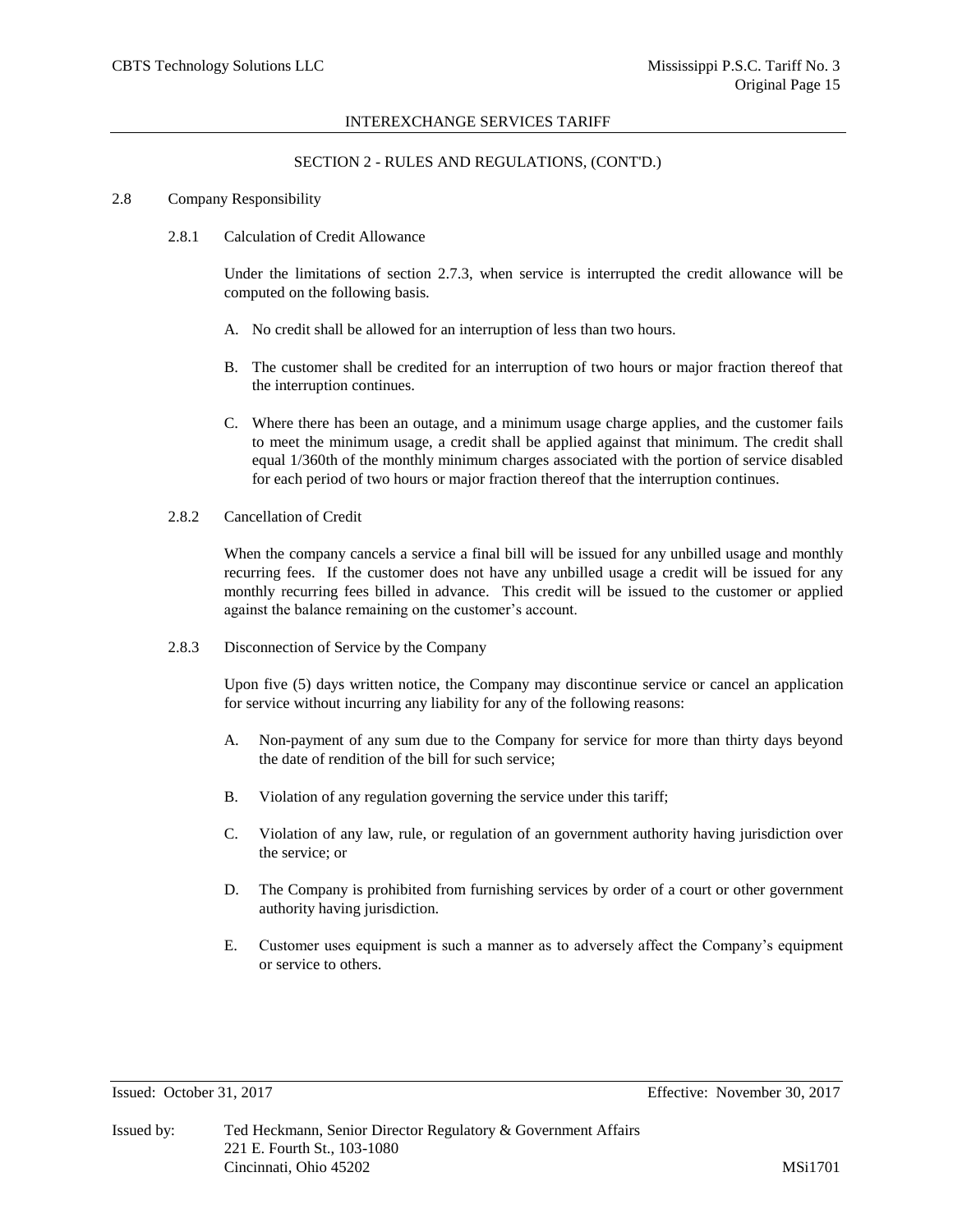## SECTION 2 - RULES AND REGULATIONS, (CONT'D.)

### 2.8 Company Responsibility

#### 2.8.1 Calculation of Credit Allowance

Under the limitations of section 2.7.3, when service is interrupted the credit allowance will be computed on the following basis.

A. No credit shall be allowed for an interruption of less than two hours.

B. The customer shall be credited for an interruption of two hours or major fraction thereof that the interruption continues.

C. Where there has been an outage, and a minimum usage charge applies, and the customer fails to meet the minimum usage, a credit shall be applied against that minimum. The credit shall equal 1/360th of the monthly minimum charges associated with the portion of service disabled for each period of two hours or major fraction thereof that the interruption continues.

#### 2.8.2 Cancellation of Credit

When the company cancels a service a final bill will be issued for any unbilled usage and monthly recurring fees. If the customer does not have any unbilled usage a credit will be issued for any monthly recurring fees billed in advance. This credit will be issued to the customer or applied against the balance remaining on the customer's account.

#### 2.8.3 Disconnection of Service by the Company

Upon five (5) days written notice, the Company may discontinue service or cancel an application for service without incurring any liability for any of the following reasons:

A. Non-payment of any sum due to the Company for service for more than thirty days beyond the date of rendition of the bill for such service;

B. Violation of any regulation governing the service under this tariff;

C. Violation of any law, rule, or regulation of an government authority having jurisdiction over the service; or

D. The Company is prohibited from furnishing services by order of a court or other government authority having jurisdiction.

E. Customer uses equipment is such a manner as to adversely affect the Company's equipment or service to others.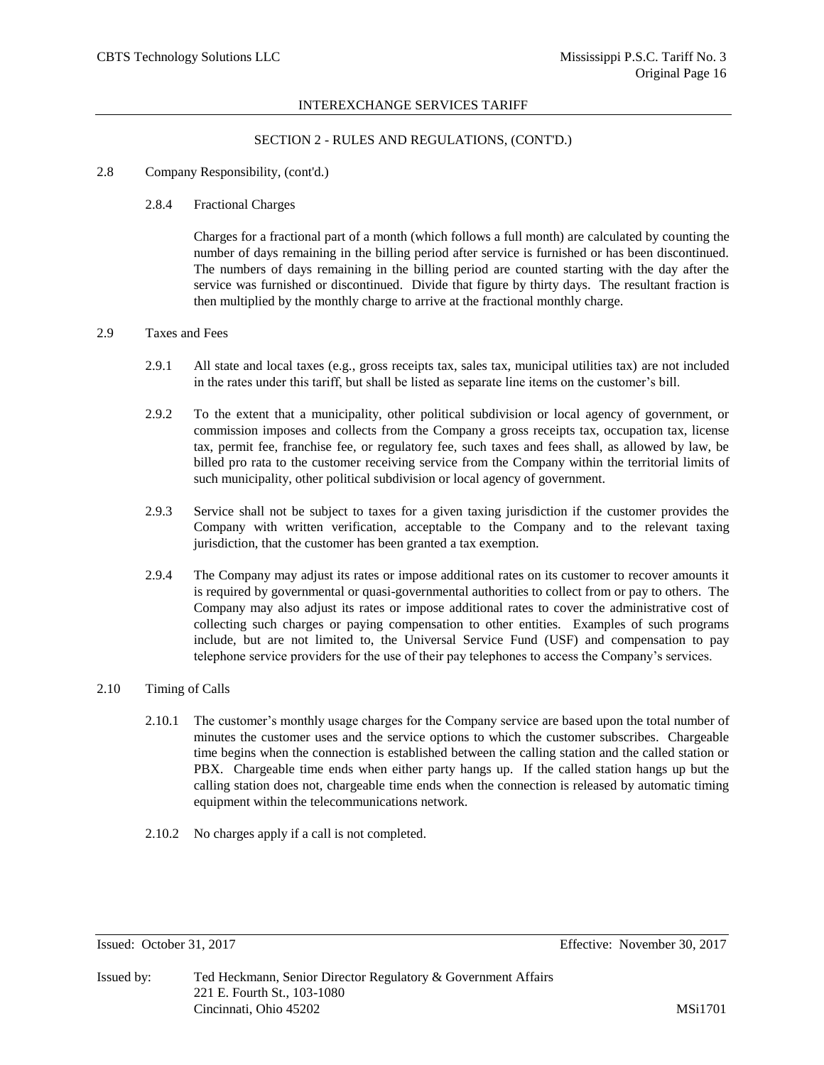INTEREXCHANGE SERVICES TARIFF

SECTION 2 - RULES AND REGULATIONS, (CONT'D.)

2.8 Company Responsibility, (cont'd.)

2.8.4 Fractional Charges

Charges for a fractional part of a month (which follows a full month) are calculated by counting the number of days remaining in the billing period after service is furnished or has been discontinued. The numbers of days remaining in the billing period are counted starting with the day after the service was furnished or discontinued. Divide that figure by thirty days. The resultant fraction is then multiplied by the monthly charge to arrive at the fractional monthly charge.

2.9 Taxes and Fees

2.9.1 All state and local taxes (e.g., gross receipts tax, sales tax, municipal utilities tax) are not included in the rates under this tariff, but shall be listed as separate line items on the customer's bill.

2.9.2 To the extent that a municipality, other political subdivision or local agency of government, or commission imposes and collects from the Company a gross receipts tax, occupation tax, license tax, permit fee, franchise fee, or regulatory fee, such taxes and fees shall, as allowed by law, be billed pro rata to the customer receiving service from the Company within the territorial limits of such municipality, other political subdivision or local agency of government.

2.9.3 Service shall not be subject to taxes for a given taxing jurisdiction if the customer provides the Company with written verification, acceptable to the Company and to the relevant taxing jurisdiction, that the customer has been granted a tax exemption.

2.9.4 The Company may adjust its rates or impose additional rates on its customer to recover amounts it is required by governmental or quasi-governmental authorities to collect from or pay to others. The Company may also adjust its rates or impose additional rates to cover the administrative cost of collecting such charges or paying compensation to other entities. Examples of such programs include, but are not limited to, the Universal Service Fund (USF) and compensation to pay telephone service providers for the use of their pay telephones to access the Company's services.

2.10 Timing of Calls

2.10.1 The customer's monthly usage charges for the Company service are based upon the total number of minutes the customer uses and the service options to which the customer subscribes. Chargeable time begins when the connection is established between the calling station and the called station or PBX. Chargeable time ends when either party hangs up. If the called station hangs up but the calling station does not, chargeable time ends when the connection is released by automatic timing equipment within the telecommunications network.

2.10.2 No charges apply if a call is not completed.

Issued: October 31, 2017 Effective: November 30, 2017

Issued by: Ted Heckmann, Senior Director Regulatory & Government Affairs
221 E. Fourth St., 103-1080
Cincinnati, Ohio 45202 MSi1701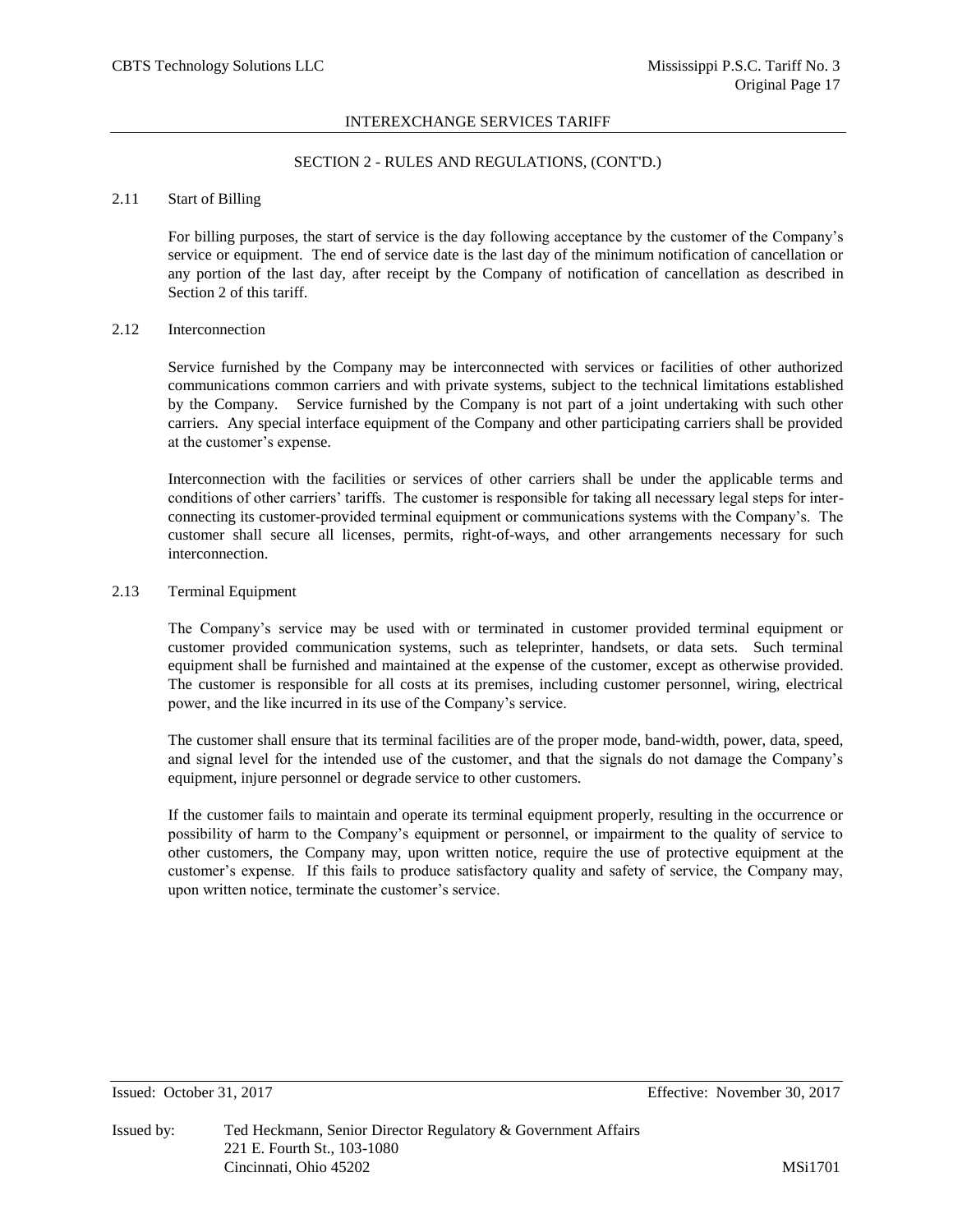## SECTION 2 - RULES AND REGULATIONS, (CONT'D.)

### 2.11 Start of Billing

For billing purposes, the start of service is the day following acceptance by the customer of the Company's service or equipment. The end of service date is the last day of the minimum notification of cancellation or any portion of the last day, after receipt by the Company of notification of cancellation as described in Section 2 of this tariff.

### 2.12 Interconnection

Service furnished by the Company may be interconnected with services or facilities of other authorized communications common carriers and with private systems, subject to the technical limitations established by the Company. Service furnished by the Company is not part of a joint undertaking with such other carriers. Any special interface equipment of the Company and other participating carriers shall be provided at the customer's expense.

Interconnection with the facilities or services of other carriers shall be under the applicable terms and conditions of other carriers' tariffs. The customer is responsible for taking all necessary legal steps for inter-connecting its customer-provided terminal equipment or communications systems with the Company's. The customer shall secure all licenses, permits, right-of-ways, and other arrangements necessary for such interconnection.

### 2.13 Terminal Equipment

The Company's service may be used with or terminated in customer provided terminal equipment or customer provided communication systems, such as teleprinter, handsets, or data sets. Such terminal equipment shall be furnished and maintained at the expense of the customer, except as otherwise provided. The customer is responsible for all costs at its premises, including customer personnel, wiring, electrical power, and the like incurred in its use of the Company's service.

The customer shall ensure that its terminal facilities are of the proper mode, band-width, power, data, speed, and signal level for the intended use of the customer, and that the signals do not damage the Company's equipment, injure personnel or degrade service to other customers.

If the customer fails to maintain and operate its terminal equipment properly, resulting in the occurrence or possibility of harm to the Company's equipment or personnel, or impairment to the quality of service to other customers, the Company may, upon written notice, require the use of protective equipment at the customer's expense. If this fails to produce satisfactory quality and safety of service, the Company may, upon written notice, terminate the customer's service.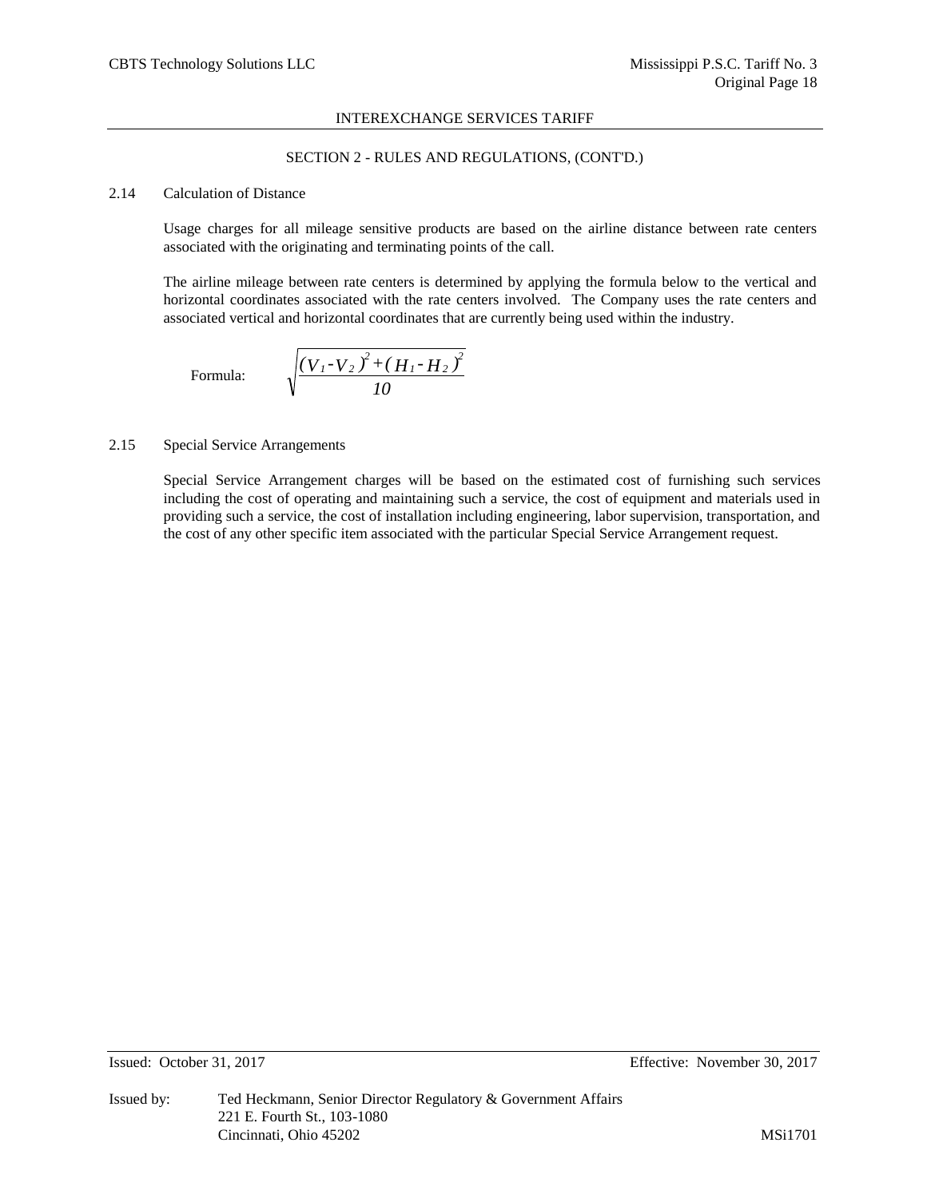INTEREXCHANGE SERVICES TARIFF

SECTION 2 - RULES AND REGULATIONS, (CONT'D.)

## 2.14 Calculation of Distance

Usage charges for all mileage sensitive products are based on the airline distance between rate centers associated with the originating and terminating points of the call.

The airline mileage between rate centers is determined by applying the formula below to the vertical and horizontal coordinates associated with the rate centers involved. The Company uses the rate centers and associated vertical and horizontal coordinates that are currently being used within the industry.

Formula:

$$\sqrt{\frac{(V_1 - V_2)^2 + (H_1 - H_2)^2}{10}}$$

## 2.15 Special Service Arrangements

Special Service Arrangement charges will be based on the estimated cost of furnishing such services including the cost of operating and maintaining such a service, the cost of equipment and materials used in providing such a service, the cost of installation including engineering, labor supervision, transportation, and the cost of any other specific item associated with the particular Special Service Arrangement request.

Issued: October 31, 2017 Effective: November 30, 2017

Issued by: Ted Heckmann, Senior Director Regulatory & Government Affairs
221 E. Fourth St., 103-1080
Cincinnati, Ohio 45202

MSi1701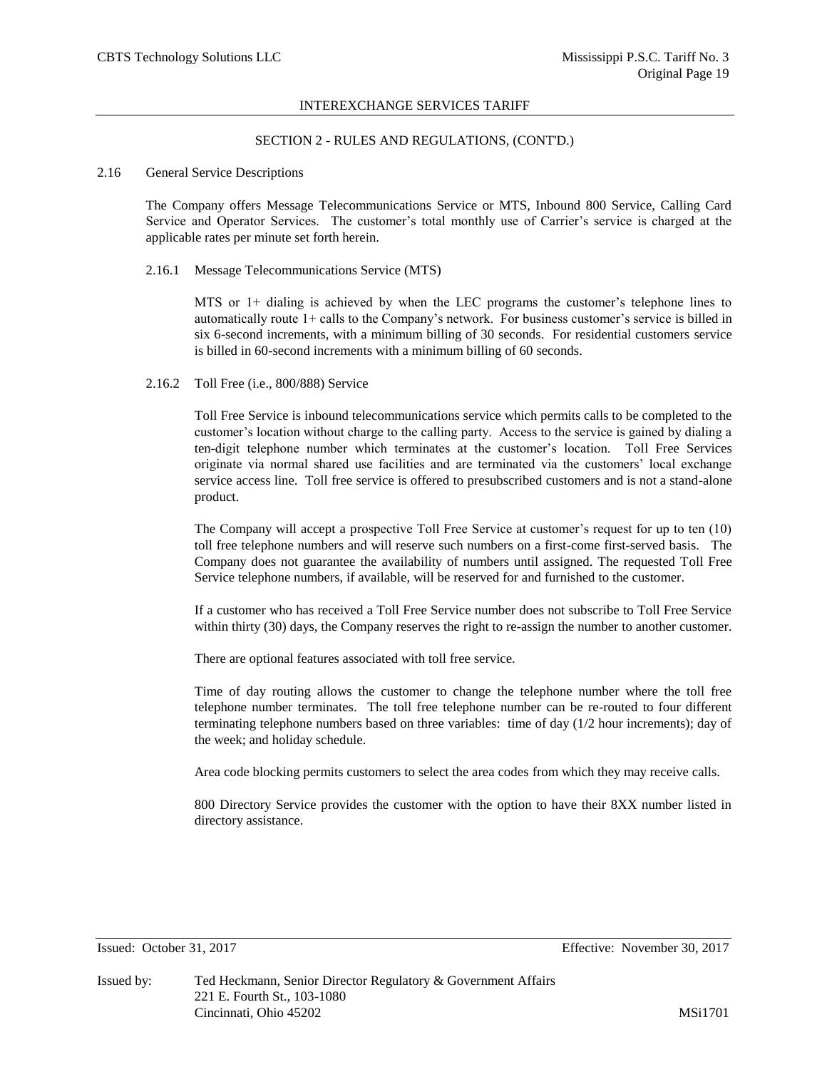## INTEREXCHANGE SERVICES TARIFF

### SECTION 2 - RULES AND REGULATIONS, (CONT'D.)

2.16 General Service Descriptions

The Company offers Message Telecommunications Service or MTS, Inbound 800 Service, Calling Card Service and Operator Services. The customer's total monthly use of Carrier's service is charged at the applicable rates per minute set forth herein.

2.16.1 Message Telecommunications Service (MTS)

MTS or 1+ dialing is achieved by when the LEC programs the customer's telephone lines to automatically route 1+ calls to the Company's network. For business customer's service is billed in six 6-second increments, with a minimum billing of 30 seconds. For residential customers service is billed in 60-second increments with a minimum billing of 60 seconds.

2.16.2 Toll Free (i.e., 800/888) Service

Toll Free Service is inbound telecommunications service which permits calls to be completed to the customer's location without charge to the calling party. Access to the service is gained by dialing a ten-digit telephone number which terminates at the customer's location. Toll Free Services originate via normal shared use facilities and are terminated via the customers' local exchange service access line. Toll free service is offered to presubscribed customers and is not a stand-alone product.

The Company will accept a prospective Toll Free Service at customer's request for up to ten (10) toll free telephone numbers and will reserve such numbers on a first-come first-served basis. The Company does not guarantee the availability of numbers until assigned. The requested Toll Free Service telephone numbers, if available, will be reserved for and furnished to the customer.

If a customer who has received a Toll Free Service number does not subscribe to Toll Free Service within thirty (30) days, the Company reserves the right to re-assign the number to another customer.

There are optional features associated with toll free service.

Time of day routing allows the customer to change the telephone number where the toll free telephone number terminates. The toll free telephone number can be re-routed to four different terminating telephone numbers based on three variables: time of day (1/2 hour increments); day of the week; and holiday schedule.

Area code blocking permits customers to select the area codes from which they may receive calls.

800 Directory Service provides the customer with the option to have their 8XX number listed in directory assistance.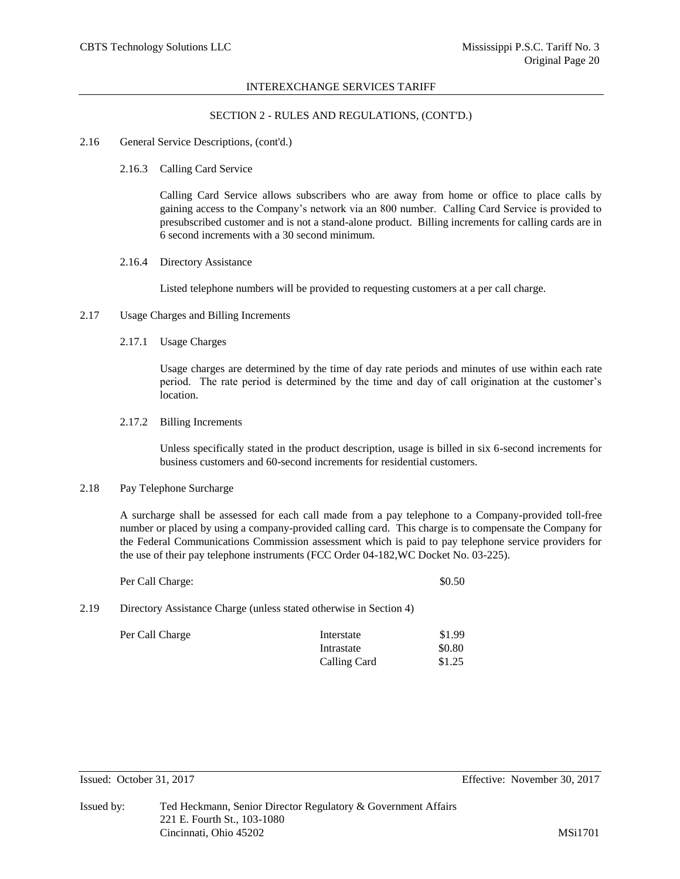## SECTION 2 - RULES AND REGULATIONS, (CONT'D.)

2.16 General Service Descriptions, (cont'd.)

2.16.3 Calling Card Service

Calling Card Service allows subscribers who are away from home or office to place calls by gaining access to the Company's network via an 800 number. Calling Card Service is provided to presubscribed customer and is not a stand-alone product. Billing increments for calling cards are in 6 second increments with a 30 second minimum.

2.16.4 Directory Assistance

Listed telephone numbers will be provided to requesting customers at a per call charge.

2.17 Usage Charges and Billing Increments

2.17.1 Usage Charges

Usage charges are determined by the time of day rate periods and minutes of use within each rate period. The rate period is determined by the time and day of call origination at the customer's location.

2.17.2 Billing Increments

Unless specifically stated in the product description, usage is billed in six 6-second increments for business customers and 60-second increments for residential customers.

2.18 Pay Telephone Surcharge

A surcharge shall be assessed for each call made from a pay telephone to a Company-provided toll-free number or placed by using a company-provided calling card. This charge is to compensate the Company for the Federal Communications Commission assessment which is paid to pay telephone service providers for the use of their pay telephone instruments (FCC Order 04-182,WC Docket No. 03-225).

Per Call Charge: $0.50

2.19 Directory Assistance Charge (unless stated otherwise in Section 4)

| Per Call Charge | Interstate | $1.99 |
|---|---|---|
| | Intrastate | $0.80 |
| | Calling Card | $1.25 |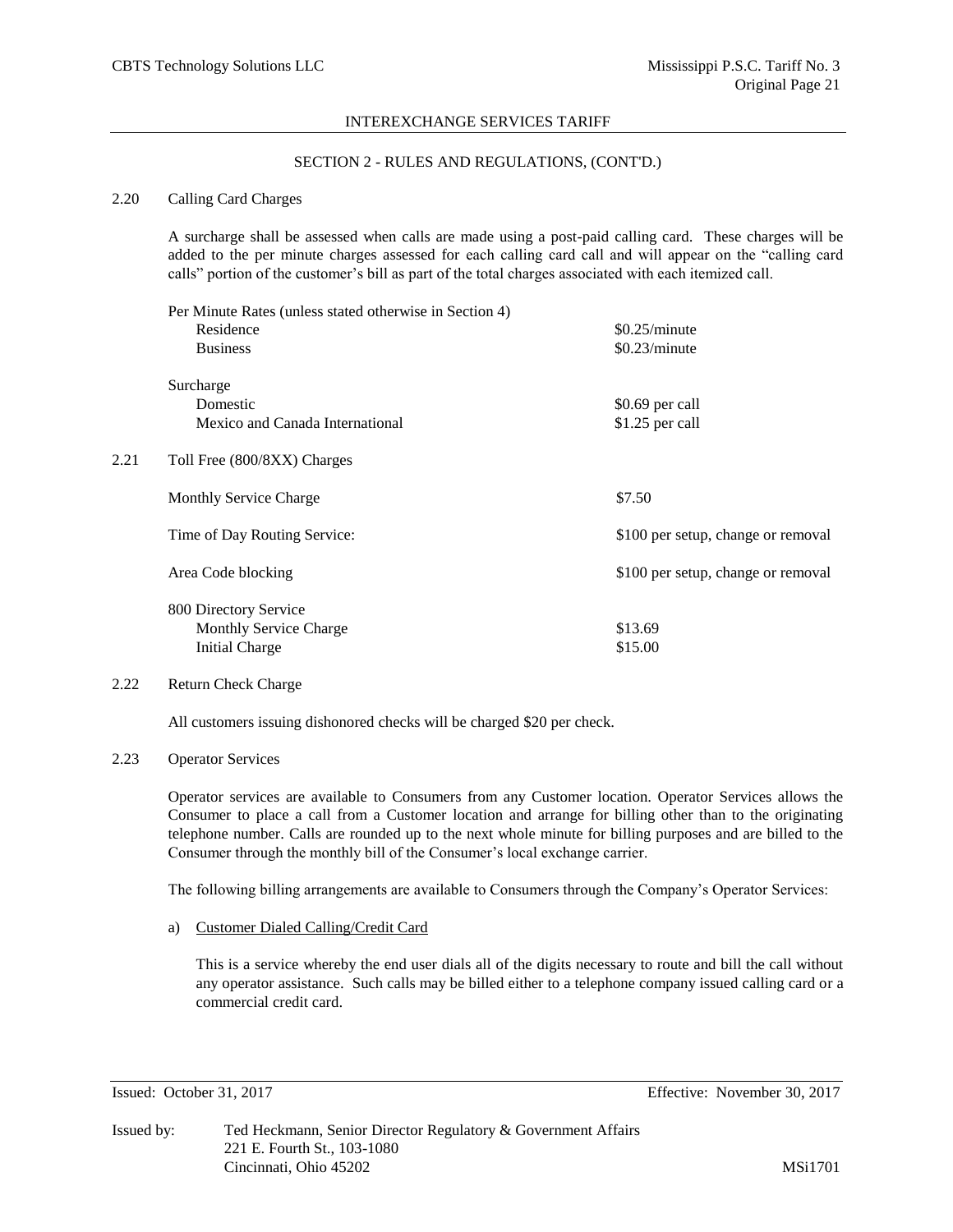## SECTION 2 - RULES AND REGULATIONS, (CONT'D.)

### 2.20 Calling Card Charges

A surcharge shall be assessed when calls are made using a post-paid calling card. These charges will be added to the per minute charges assessed for each calling card call and will appear on the "calling card calls" portion of the customer's bill as part of the total charges associated with each itemized call.

| | |
|---|---|
| Per Minute Rates (unless stated otherwise in Section 4) | |
| Residence | $0.25/minute |
| Business | $0.23/minute |
| Surcharge | |
| Domestic | $0.69 per call |
| Mexico and Canada International | $1.25 per call |

### 2.21 Toll Free (800/8XX) Charges

| | |
|---|---|
| Monthly Service Charge | $7.50 |
| Time of Day Routing Service: | $100 per setup, change or removal |
| Area Code blocking | $100 per setup, change or removal |
| 800 Directory Service | |
| Monthly Service Charge | $13.69 |
| Initial Charge | $15.00 |

### 2.22 Return Check Charge

All customers issuing dishonored checks will be charged $20 per check.

### 2.23 Operator Services

Operator services are available to Consumers from any Customer location. Operator Services allows the Consumer to place a call from a Customer location and arrange for billing other than to the originating telephone number. Calls are rounded up to the next whole minute for billing purposes and are billed to the Consumer through the monthly bill of the Consumer's local exchange carrier.

The following billing arrangements are available to Consumers through the Company's Operator Services:

a) Customer Dialed Calling/Credit Card

This is a service whereby the end user dials all of the digits necessary to route and bill the call without any operator assistance. Such calls may be billed either to a telephone company issued calling card or a commercial credit card.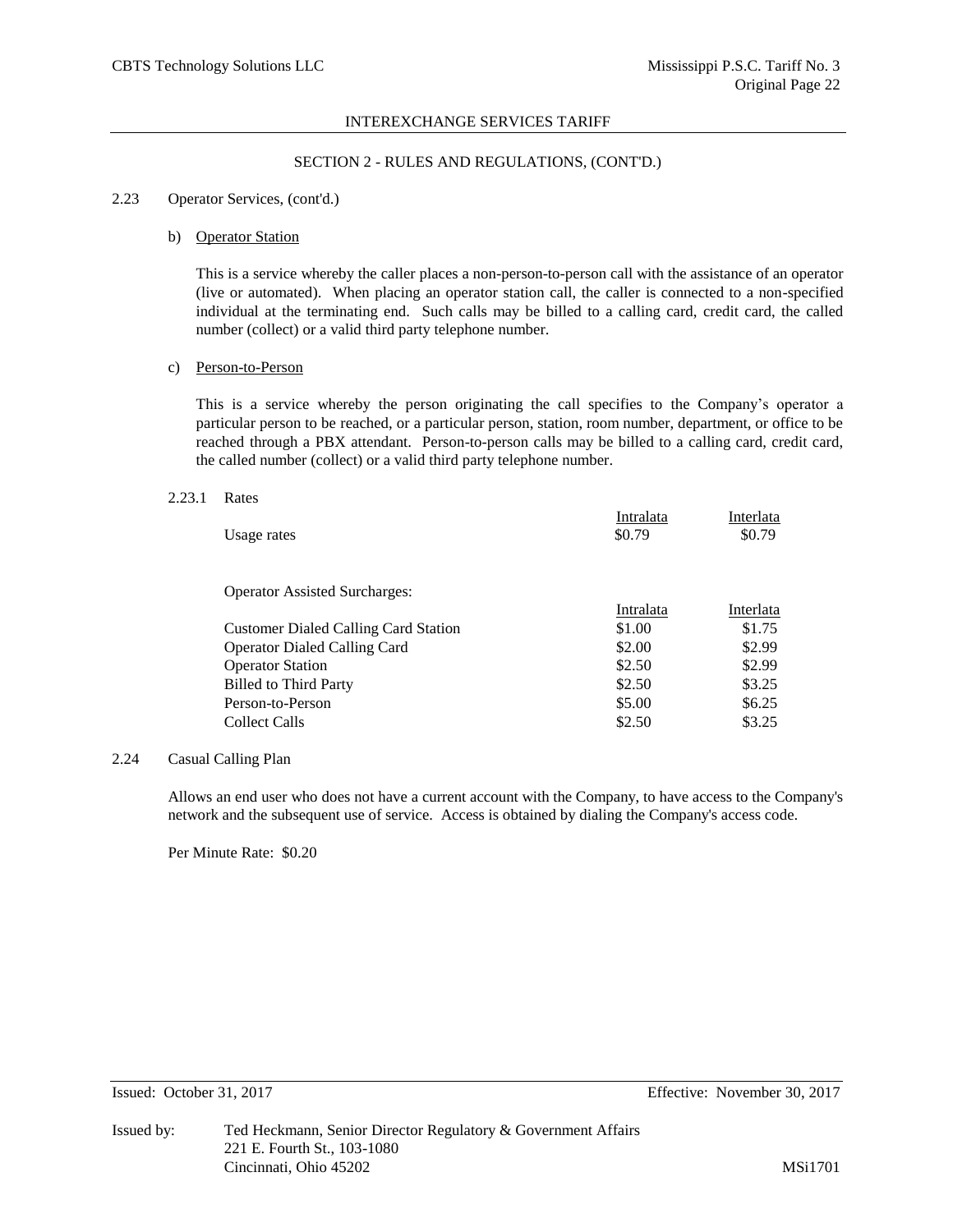SECTION 2 - RULES AND REGULATIONS, (CONT'D.)

2.23 Operator Services, (cont'd.)

b) Operator Station

This is a service whereby the caller places a non-person-to-person call with the assistance of an operator (live or automated). When placing an operator station call, the caller is connected to a non-specified individual at the terminating end. Such calls may be billed to a calling card, credit card, the called number (collect) or a valid third party telephone number.

c) Person-to-Person

This is a service whereby the person originating the call specifies to the Company's operator a particular person to be reached, or a particular person, station, room number, department, or office to be reached through a PBX attendant. Person-to-person calls may be billed to a calling card, credit card, the called number (collect) or a valid third party telephone number.

2.23.1 Rates

| | Intralata | Interlata |
|---|---|---|
| Usage rates | $0.79 | $0.79 |

Operator Assisted Surcharges:

| | Intralata | Interlata |
|---|---|---|
| Customer Dialed Calling Card Station | $1.00 | $1.75 |
| Operator Dialed Calling Card | $2.00 | $2.99 |
| Operator Station | $2.50 | $2.99 |
| Billed to Third Party | $2.50 | $3.25 |
| Person-to-Person | $5.00 | $6.25 |
| Collect Calls | $2.50 | $3.25 |

2.24 Casual Calling Plan

Allows an end user who does not have a current account with the Company, to have access to the Company's network and the subsequent use of service. Access is obtained by dialing the Company's access code.

Per Minute Rate: $0.20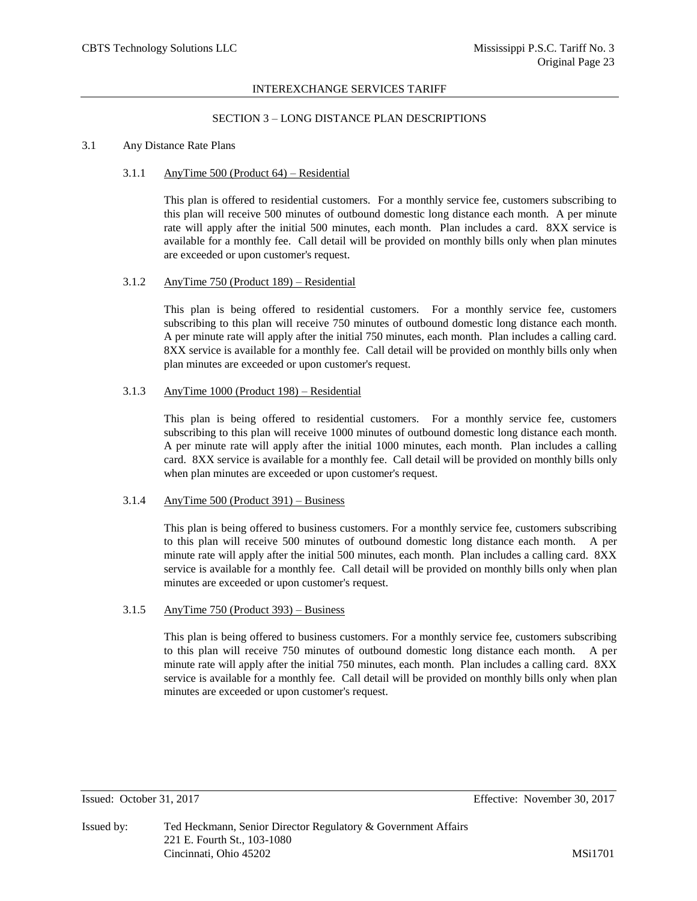## SECTION 3 – LONG DISTANCE PLAN DESCRIPTIONS

### 3.1 Any Distance Rate Plans

#### 3.1.1 AnyTime 500 (Product 64) – Residential

This plan is offered to residential customers. For a monthly service fee, customers subscribing to this plan will receive 500 minutes of outbound domestic long distance each month. A per minute rate will apply after the initial 500 minutes, each month. Plan includes a card. 8XX service is available for a monthly fee. Call detail will be provided on monthly bills only when plan minutes are exceeded or upon customer's request.

#### 3.1.2 AnyTime 750 (Product 189) – Residential

This plan is being offered to residential customers. For a monthly service fee, customers subscribing to this plan will receive 750 minutes of outbound domestic long distance each month. A per minute rate will apply after the initial 750 minutes, each month. Plan includes a calling card. 8XX service is available for a monthly fee. Call detail will be provided on monthly bills only when plan minutes are exceeded or upon customer's request.

#### 3.1.3 AnyTime 1000 (Product 198) – Residential

This plan is being offered to residential customers. For a monthly service fee, customers subscribing to this plan will receive 1000 minutes of outbound domestic long distance each month. A per minute rate will apply after the initial 1000 minutes, each month. Plan includes a calling card. 8XX service is available for a monthly fee. Call detail will be provided on monthly bills only when plan minutes are exceeded or upon customer's request.

#### 3.1.4 AnyTime 500 (Product 391) – Business

This plan is being offered to business customers. For a monthly service fee, customers subscribing to this plan will receive 500 minutes of outbound domestic long distance each month. A per minute rate will apply after the initial 500 minutes, each month. Plan includes a calling card. 8XX service is available for a monthly fee. Call detail will be provided on monthly bills only when plan minutes are exceeded or upon customer's request.

#### 3.1.5 AnyTime 750 (Product 393) – Business

This plan is being offered to business customers. For a monthly service fee, customers subscribing to this plan will receive 750 minutes of outbound domestic long distance each month. A per minute rate will apply after the initial 750 minutes, each month. Plan includes a calling card. 8XX service is available for a monthly fee. Call detail will be provided on monthly bills only when plan minutes are exceeded or upon customer's request.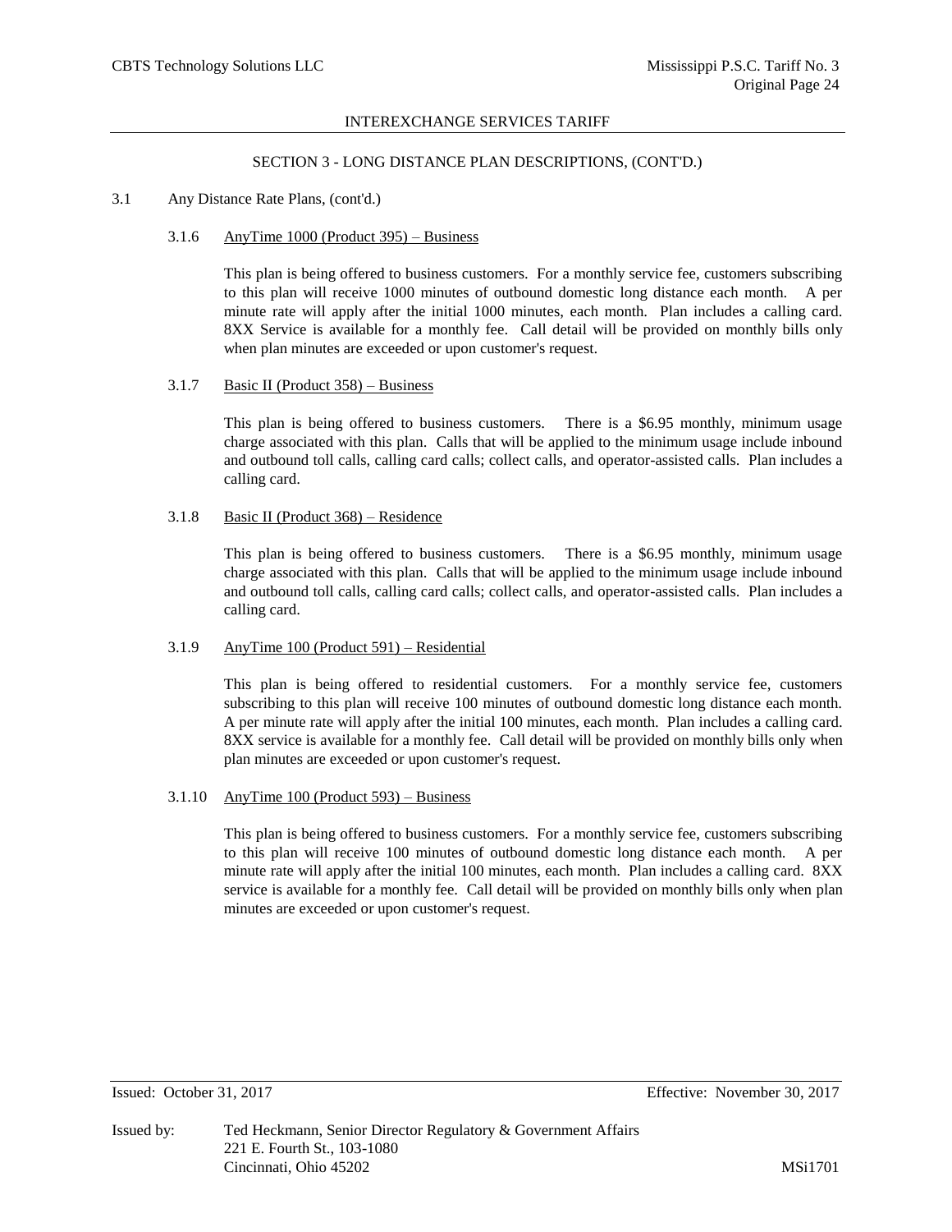INTEREXCHANGE SERVICES TARIFF

SECTION 3 - LONG DISTANCE PLAN DESCRIPTIONS, (CONT'D.)

3.1 Any Distance Rate Plans, (cont'd.)

3.1.6 AnyTime 1000 (Product 395) – Business

This plan is being offered to business customers. For a monthly service fee, customers subscribing to this plan will receive 1000 minutes of outbound domestic long distance each month. A per minute rate will apply after the initial 1000 minutes, each month. Plan includes a calling card. 8XX Service is available for a monthly fee. Call detail will be provided on monthly bills only when plan minutes are exceeded or upon customer's request.

3.1.7 Basic II (Product 358) – Business

This plan is being offered to business customers. There is a $6.95 monthly, minimum usage charge associated with this plan. Calls that will be applied to the minimum usage include inbound and outbound toll calls, calling card calls; collect calls, and operator-assisted calls. Plan includes a calling card.

3.1.8 Basic II (Product 368) – Residence

This plan is being offered to business customers. There is a $6.95 monthly, minimum usage charge associated with this plan. Calls that will be applied to the minimum usage include inbound and outbound toll calls, calling card calls; collect calls, and operator-assisted calls. Plan includes a calling card.

3.1.9 AnyTime 100 (Product 591) – Residential

This plan is being offered to residential customers. For a monthly service fee, customers subscribing to this plan will receive 100 minutes of outbound domestic long distance each month. A per minute rate will apply after the initial 100 minutes, each month. Plan includes a calling card. 8XX service is available for a monthly fee. Call detail will be provided on monthly bills only when plan minutes are exceeded or upon customer's request.

3.1.10 AnyTime 100 (Product 593) – Business

This plan is being offered to business customers. For a monthly service fee, customers subscribing to this plan will receive 100 minutes of outbound domestic long distance each month. A per minute rate will apply after the initial 100 minutes, each month. Plan includes a calling card. 8XX service is available for a monthly fee. Call detail will be provided on monthly bills only when plan minutes are exceeded or upon customer's request.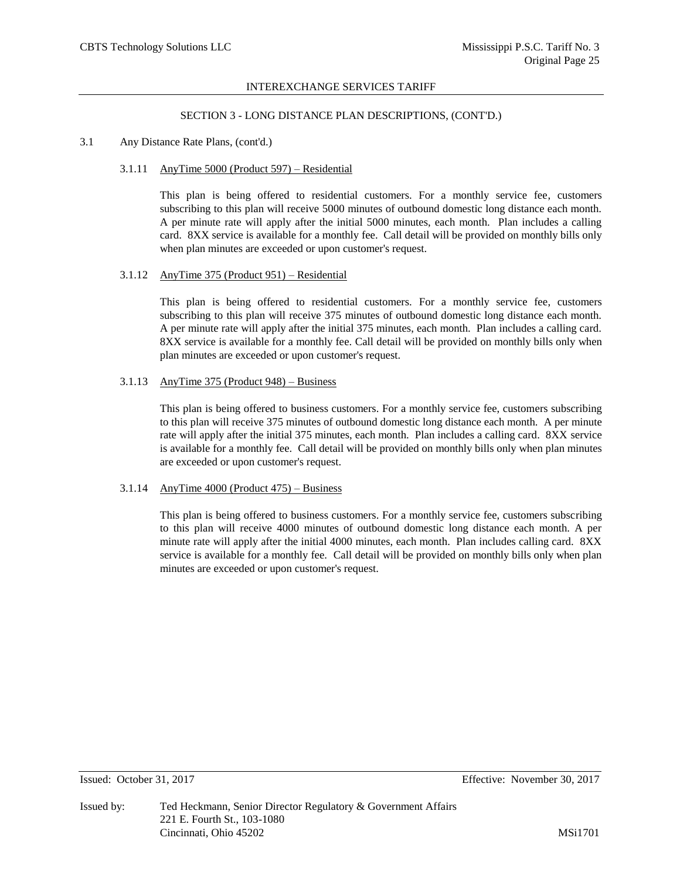SECTION 3 - LONG DISTANCE PLAN DESCRIPTIONS, (CONT'D.)

3.1 Any Distance Rate Plans, (cont'd.)

3.1.11 AnyTime 5000 (Product 597) – Residential

This plan is being offered to residential customers. For a monthly service fee, customers subscribing to this plan will receive 5000 minutes of outbound domestic long distance each month. A per minute rate will apply after the initial 5000 minutes, each month. Plan includes a calling card. 8XX service is available for a monthly fee. Call detail will be provided on monthly bills only when plan minutes are exceeded or upon customer's request.

3.1.12 AnyTime 375 (Product 951) – Residential

This plan is being offered to residential customers. For a monthly service fee, customers subscribing to this plan will receive 375 minutes of outbound domestic long distance each month. A per minute rate will apply after the initial 375 minutes, each month. Plan includes a calling card. 8XX service is available for a monthly fee. Call detail will be provided on monthly bills only when plan minutes are exceeded or upon customer's request.

3.1.13 AnyTime 375 (Product 948) – Business

This plan is being offered to business customers. For a monthly service fee, customers subscribing to this plan will receive 375 minutes of outbound domestic long distance each month. A per minute rate will apply after the initial 375 minutes, each month. Plan includes a calling card. 8XX service is available for a monthly fee. Call detail will be provided on monthly bills only when plan minutes are exceeded or upon customer's request.

3.1.14 AnyTime 4000 (Product 475) – Business

This plan is being offered to business customers. For a monthly service fee, customers subscribing to this plan will receive 4000 minutes of outbound domestic long distance each month. A per minute rate will apply after the initial 4000 minutes, each month. Plan includes calling card. 8XX service is available for a monthly fee. Call detail will be provided on monthly bills only when plan minutes are exceeded or upon customer's request.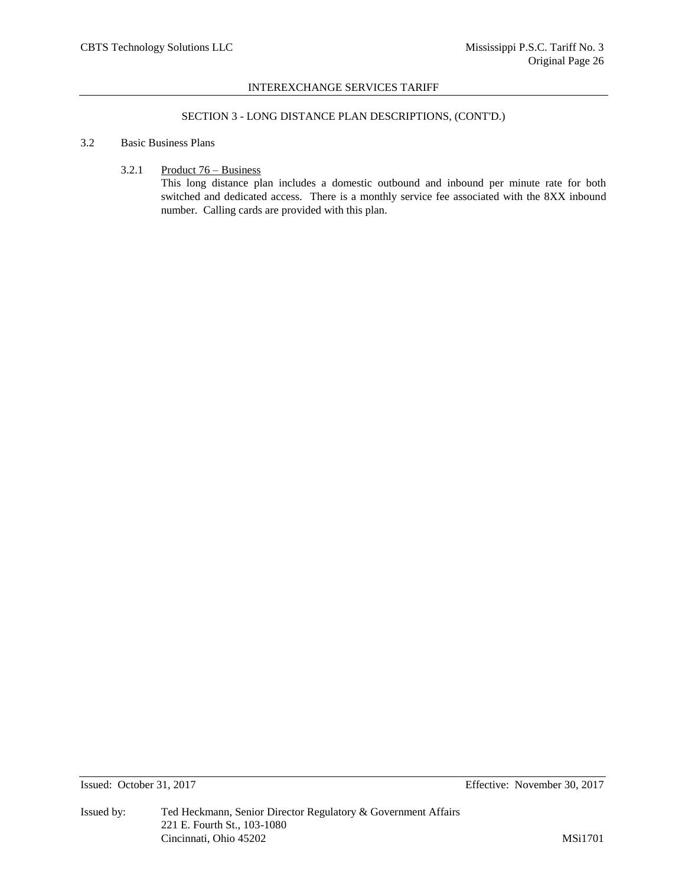INTEREXCHANGE SERVICES TARIFF

## SECTION 3 - LONG DISTANCE PLAN DESCRIPTIONS, (CONT'D.)

3.2 Basic Business Plans

3.2.1 Product 76 – Business

This long distance plan includes a domestic outbound and inbound per minute rate for both switched and dedicated access. There is a monthly service fee associated with the 8XX inbound number. Calling cards are provided with this plan.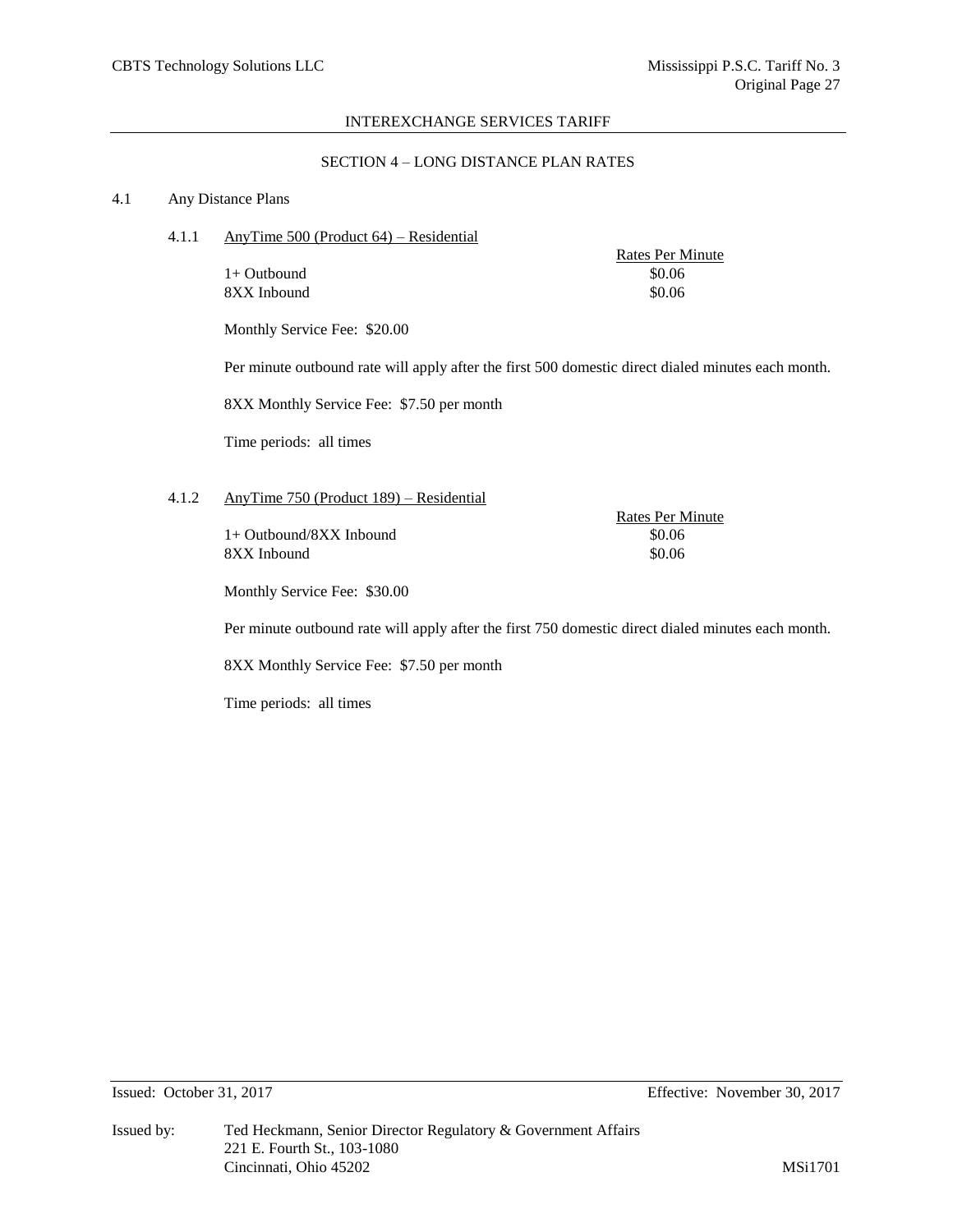INTEREXCHANGE SERVICES TARIFF

## SECTION 4 – LONG DISTANCE PLAN RATES

### 4.1 Any Distance Plans

#### 4.1.1 AnyTime 500 (Product 64) – Residential

| | Rates Per Minute |
|---|---|
| 1+ Outbound | \$0.06 |
| 8XX Inbound | \$0.06 |

Monthly Service Fee: \$20.00

Per minute outbound rate will apply after the first 500 domestic direct dialed minutes each month.

8XX Monthly Service Fee: \$7.50 per month

Time periods: all times

#### 4.1.2 AnyTime 750 (Product 189) – Residential

| | Rates Per Minute |
|---|---|
| 1+ Outbound/8XX Inbound | \$0.06 |
| 8XX Inbound | \$0.06 |

Monthly Service Fee: \$30.00

Per minute outbound rate will apply after the first 750 domestic direct dialed minutes each month.

8XX Monthly Service Fee: \$7.50 per month

Time periods: all times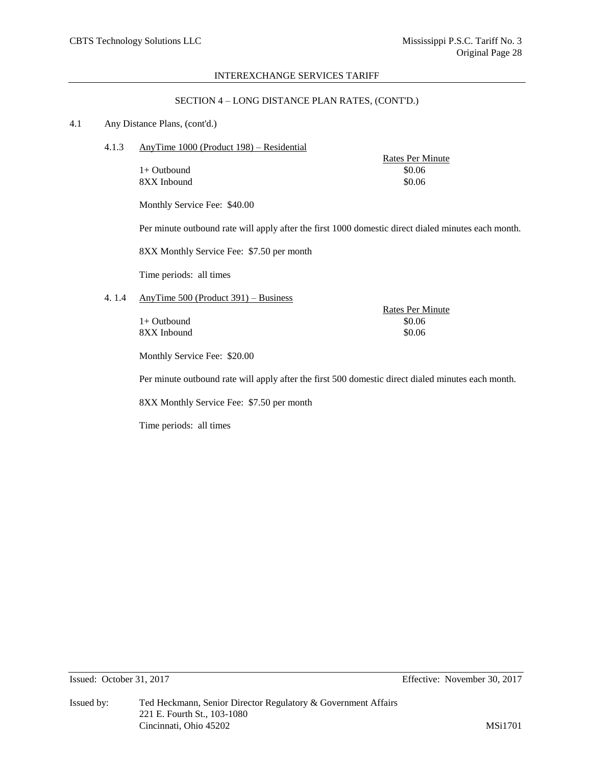## SECTION 4 – LONG DISTANCE PLAN RATES, (CONT'D.)

4.1 Any Distance Plans, (cont'd.)

4.1.3 AnyTime 1000 (Product 198) – Residential

| | Rates Per Minute |
|---|---|
| 1+ Outbound | \$0.06 |
| 8XX Inbound | \$0.06 |

Monthly Service Fee: \$40.00

Per minute outbound rate will apply after the first 1000 domestic direct dialed minutes each month.

8XX Monthly Service Fee: \$7.50 per month

Time periods: all times

4. 1.4 AnyTime 500 (Product 391) – Business

| | Rates Per Minute |
|---|---|
| 1+ Outbound | \$0.06 |
| 8XX Inbound | \$0.06 |

Monthly Service Fee: \$20.00

Per minute outbound rate will apply after the first 500 domestic direct dialed minutes each month.

8XX Monthly Service Fee: \$7.50 per month

Time periods: all times

Issued: October 31, 2017 Effective: November 30, 2017

Issued by: Ted Heckmann, Senior Director Regulatory & Government Affairs
221 E. Fourth St., 103-1080
Cincinnati, Ohio 45202 MSi1701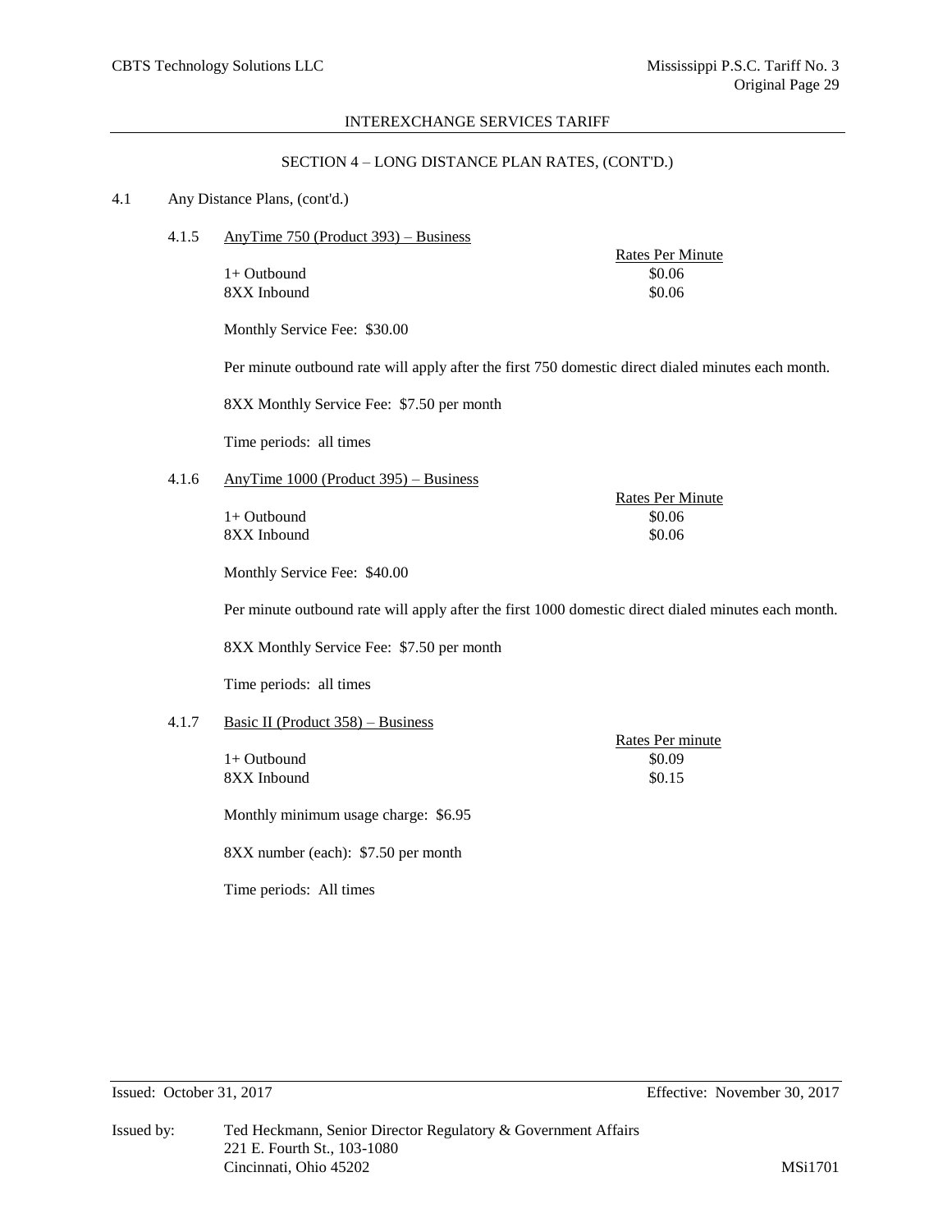SECTION 4 – LONG DISTANCE PLAN RATES, (CONT'D.)

4.1 Any Distance Plans, (cont'd.)

4.1.5 AnyTime 750 (Product 393) – Business

| | Rates Per Minute |
|---|---|
| 1+ Outbound | $0.06 |
| 8XX Inbound | $0.06 |

Monthly Service Fee: $30.00

Per minute outbound rate will apply after the first 750 domestic direct dialed minutes each month.

8XX Monthly Service Fee: $7.50 per month

Time periods: all times

4.1.6 AnyTime 1000 (Product 395) – Business

| | Rates Per Minute |
|---|---|
| 1+ Outbound | $0.06 |
| 8XX Inbound | $0.06 |

Monthly Service Fee: $40.00

Per minute outbound rate will apply after the first 1000 domestic direct dialed minutes each month.

8XX Monthly Service Fee: $7.50 per month

Time periods: all times

4.1.7 Basic II (Product 358) – Business

| | Rates Per minute |
|---|---|
| 1+ Outbound | $0.09 |
| 8XX Inbound | $0.15 |

Monthly minimum usage charge: $6.95

8XX number (each): $7.50 per month

Time periods: All times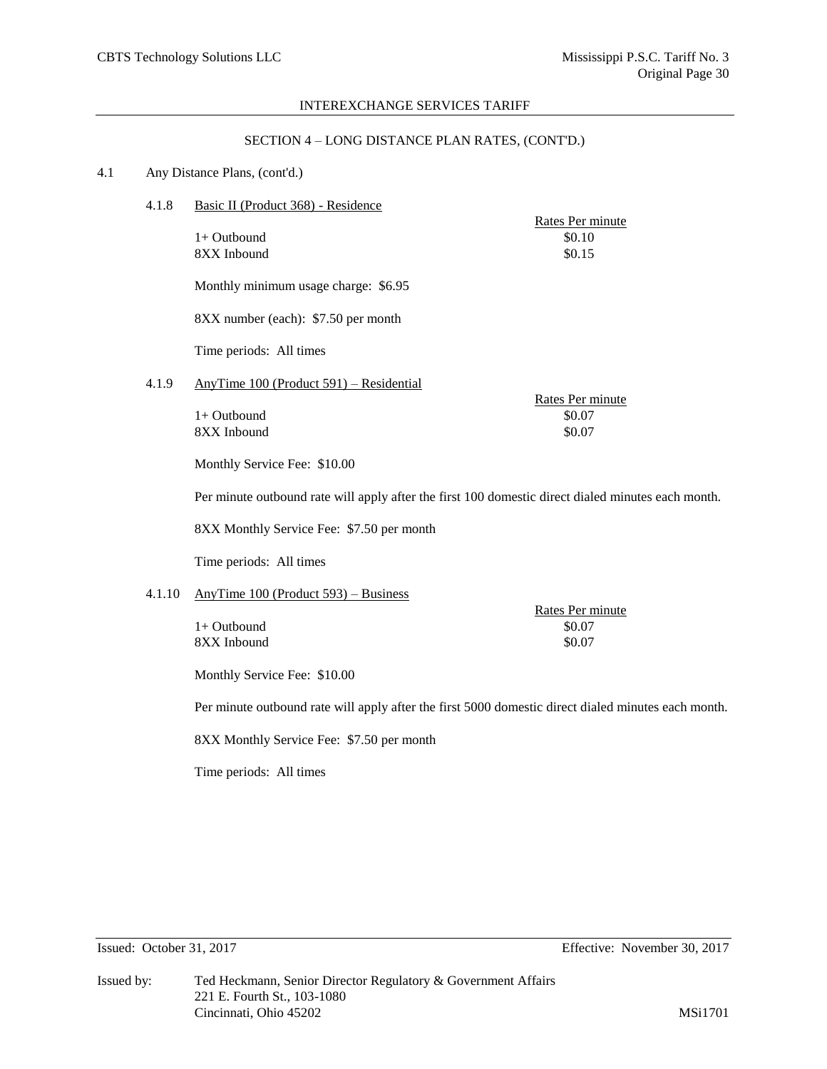INTEREXCHANGE SERVICES TARIFF

SECTION 4 – LONG DISTANCE PLAN RATES, (CONT'D.)

4.1 Any Distance Plans, (cont'd.)

4.1.8 Basic II (Product 368) - Residence

| | Rates Per minute |
|---|---|
| 1+ Outbound | $0.10 |
| 8XX Inbound | $0.15 |

Monthly minimum usage charge: $6.95

8XX number (each): $7.50 per month

Time periods: All times

4.1.9 AnyTime 100 (Product 591) – Residential

| | Rates Per minute |
|---|---|
| 1+ Outbound | $0.07 |
| 8XX Inbound | $0.07 |

Monthly Service Fee: $10.00

Per minute outbound rate will apply after the first 100 domestic direct dialed minutes each month.

8XX Monthly Service Fee: $7.50 per month

Time periods: All times

4.1.10 AnyTime 100 (Product 593) – Business

| | Rates Per minute |
|---|---|
| 1+ Outbound | $0.07 |
| 8XX Inbound | $0.07 |

Monthly Service Fee: $10.00

Per minute outbound rate will apply after the first 5000 domestic direct dialed minutes each month.

8XX Monthly Service Fee: $7.50 per month

Time periods: All times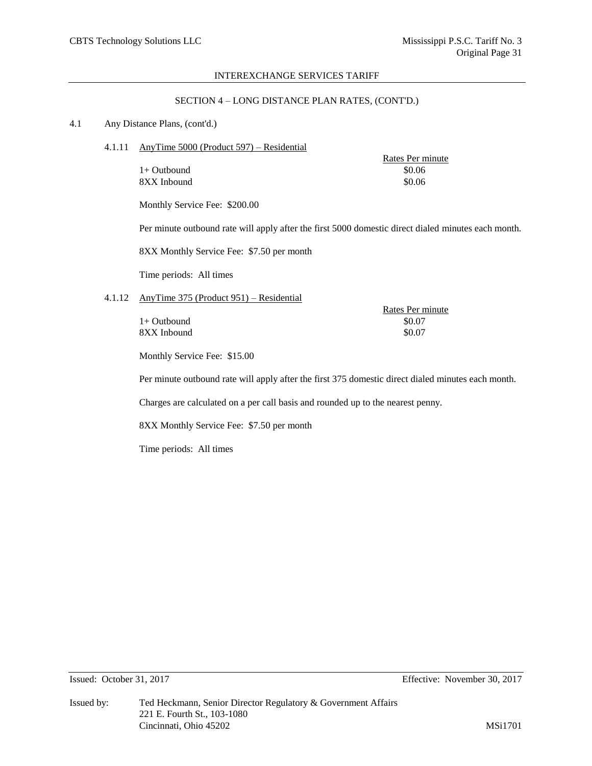INTEREXCHANGE SERVICES TARIFF

SECTION 4 – LONG DISTANCE PLAN RATES, (CONT'D.)

4.1 Any Distance Plans, (cont'd.)

4.1.11 AnyTime 5000 (Product 597) – Residential

| | Rates Per minute |
|---|---|
| 1+ Outbound | $0.06 |
| 8XX Inbound | $0.06 |

Monthly Service Fee: $200.00

Per minute outbound rate will apply after the first 5000 domestic direct dialed minutes each month.

8XX Monthly Service Fee: $7.50 per month

Time periods: All times

4.1.12 AnyTime 375 (Product 951) – Residential

| | Rates Per minute |
|---|---|
| 1+ Outbound | $0.07 |
| 8XX Inbound | $0.07 |

Monthly Service Fee: $15.00

Per minute outbound rate will apply after the first 375 domestic direct dialed minutes each month.

Charges are calculated on a per call basis and rounded up to the nearest penny.

8XX Monthly Service Fee: $7.50 per month

Time periods: All times

Issued: October 31, 2017 Effective: November 30, 2017

Issued by: Ted Heckmann, Senior Director Regulatory & Government Affairs
221 E. Fourth St., 103-1080
Cincinnati, Ohio 45202 MSi1701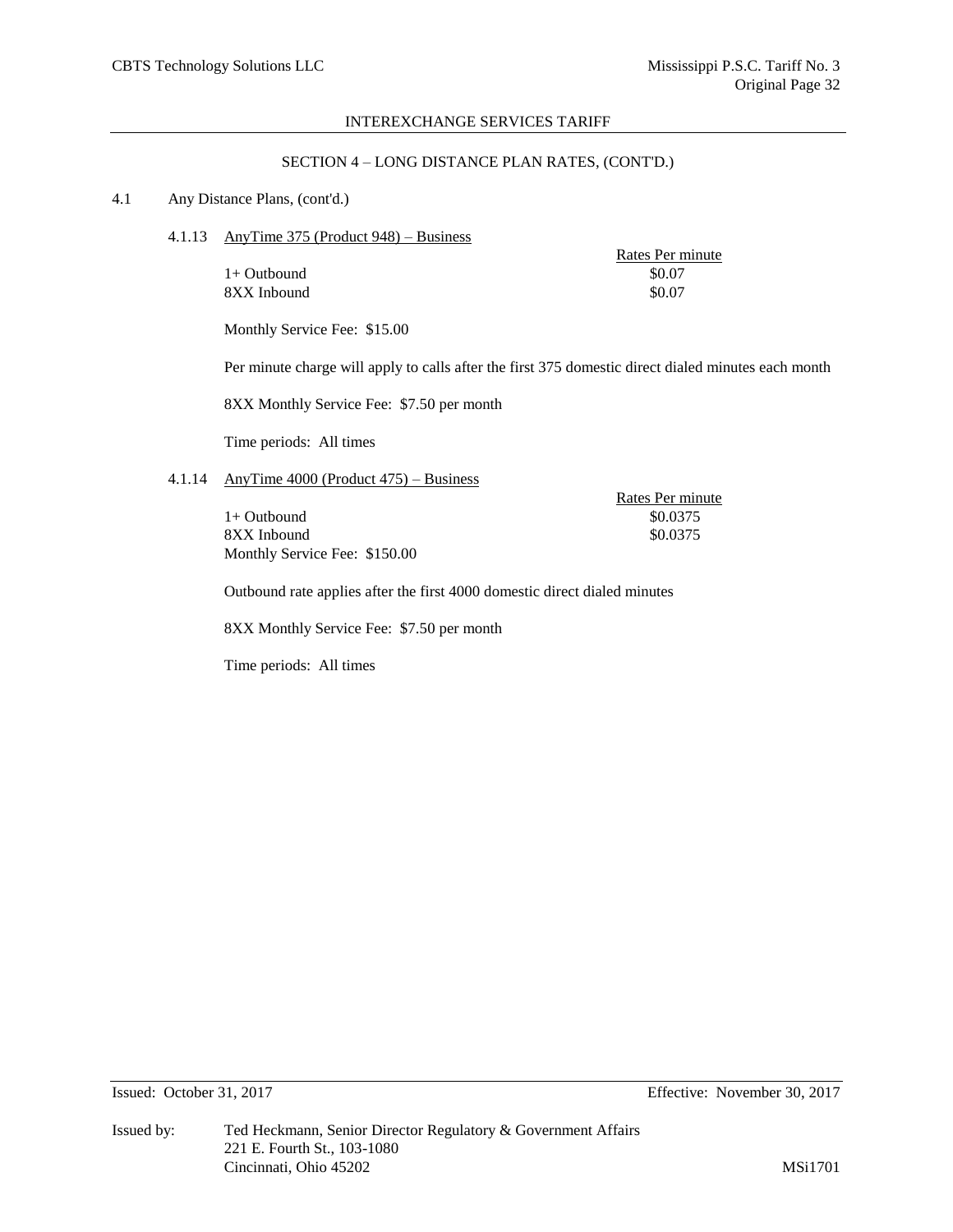INTEREXCHANGE SERVICES TARIFF

SECTION 4 – LONG DISTANCE PLAN RATES, (CONT'D.)

4.1 Any Distance Plans, (cont'd.)

4.1.13 AnyTime 375 (Product 948) – Business

| | Rates Per minute |
|---|---|
| 1+ Outbound | $0.07 |
| 8XX Inbound | $0.07 |

Monthly Service Fee: $15.00

Per minute charge will apply to calls after the first 375 domestic direct dialed minutes each month

8XX Monthly Service Fee: $7.50 per month

Time periods: All times

4.1.14 AnyTime 4000 (Product 475) – Business

| | Rates Per minute |
|---|---|
| 1+ Outbound | $0.0375 |
| 8XX Inbound | $0.0375 |

Monthly Service Fee: $150.00

Outbound rate applies after the first 4000 domestic direct dialed minutes

8XX Monthly Service Fee: $7.50 per month

Time periods: All times

Issued: October 31, 2017 Effective: November 30, 2017

Issued by: Ted Heckmann, Senior Director Regulatory & Government Affairs
221 E. Fourth St., 103-1080
Cincinnati, Ohio 45202

MSi1701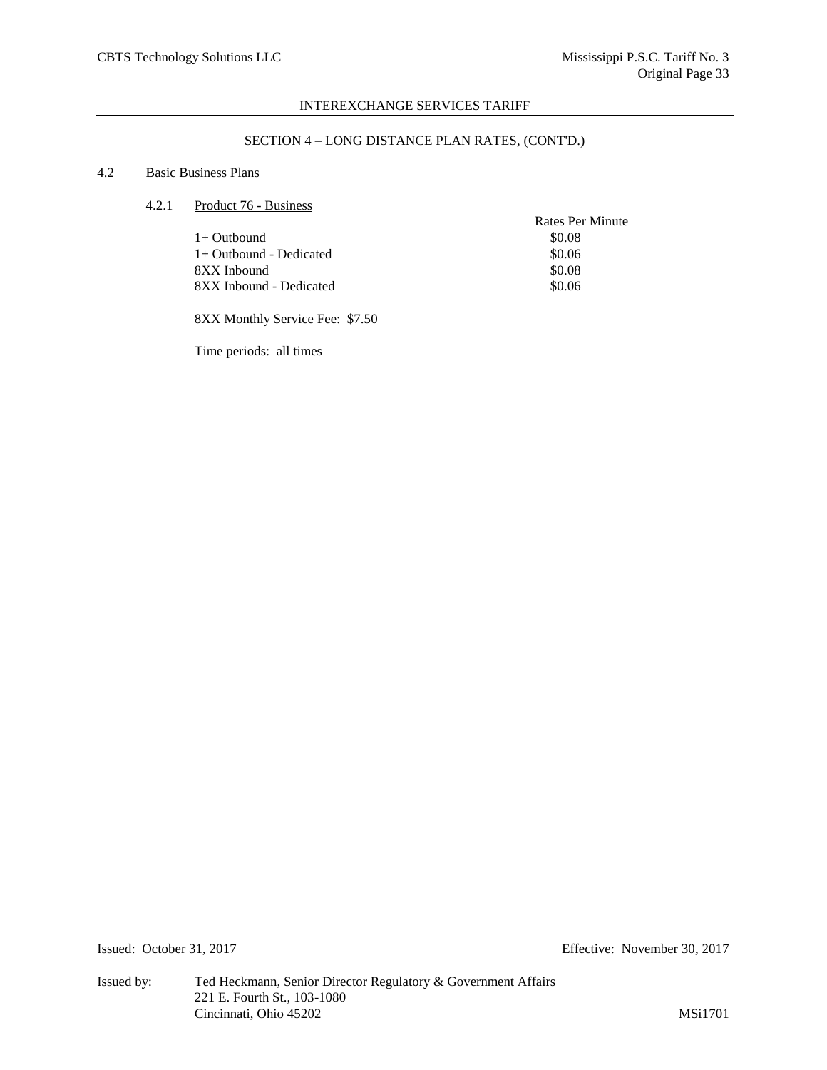## SECTION 4 – LONG DISTANCE PLAN RATES, (CONT'D.)

### 4.2 Basic Business Plans

#### 4.2.1 Product 76 - Business

| | Rates Per Minute |
|---|---|
| 1+ Outbound | \$0.08 |
| 1+ Outbound - Dedicated | \$0.06 |
| 8XX Inbound | \$0.08 |
| 8XX Inbound - Dedicated | \$0.06 |

8XX Monthly Service Fee: \$7.50

Time periods: all times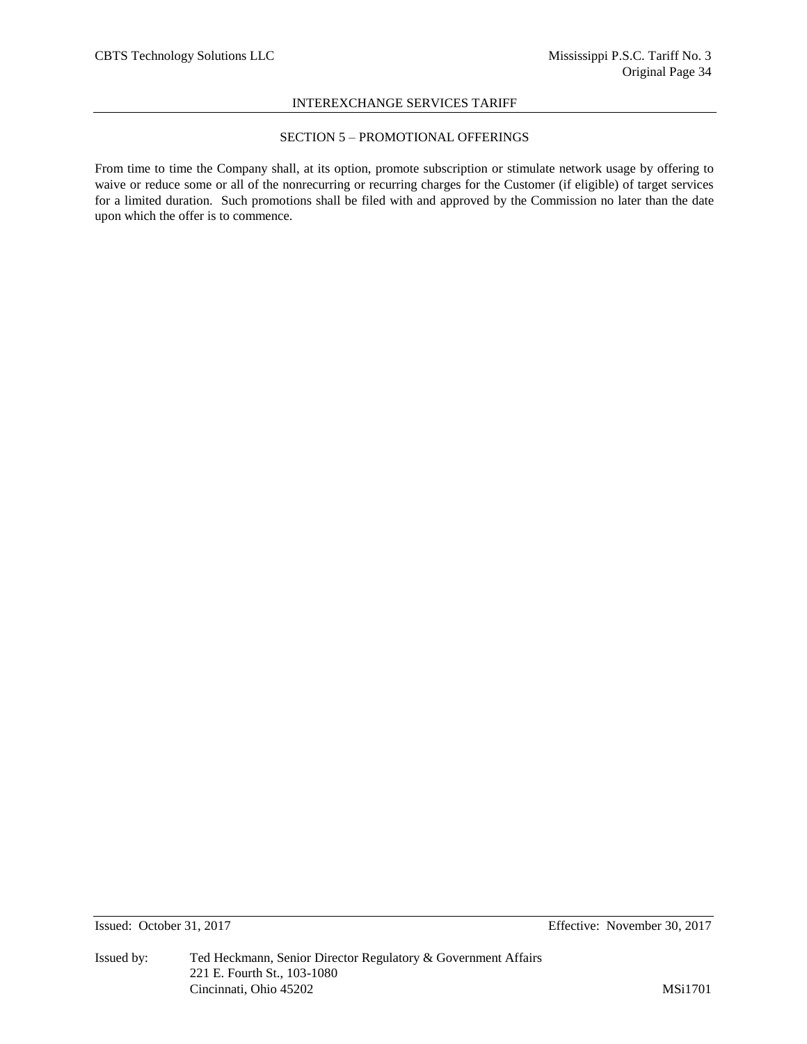## SECTION 5 – PROMOTIONAL OFFERINGS

From time to time the Company shall, at its option, promote subscription or stimulate network usage by offering to waive or reduce some or all of the nonrecurring or recurring charges for the Customer (if eligible) of target services for a limited duration. Such promotions shall be filed with and approved by the Commission no later than the date upon which the offer is to commence.